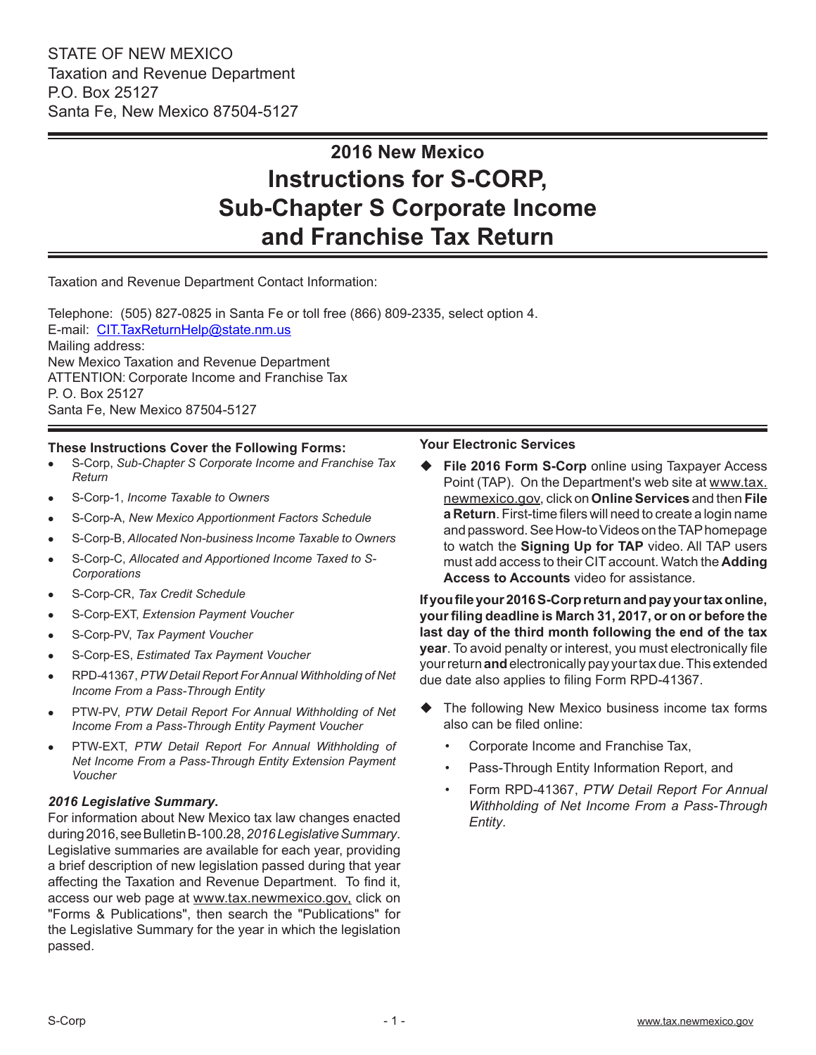STATE OF NEW MEXICO
Taxation and Revenue Department
P.O. Box 25127
Santa Fe, New Mexico 87504-5127

# 2016 New Mexico
# Instructions for S-CORP, Sub-Chapter S Corporate Income and Franchise Tax Return

Taxation and Revenue Department Contact Information:

Telephone: (505) 827-0825 in Santa Fe or toll free (866) 809-2335, select option 4.
E-mail: CIT.TaxReturnHelp@state.nm.us
Mailing address:
New Mexico Taxation and Revenue Department
ATTENTION: Corporate Income and Franchise Tax
P. O. Box 25127
Santa Fe, New Mexico 87504-5127

**These Instructions Cover the Following Forms:**

- S-Corp, *Sub-Chapter S Corporate Income and Franchise Tax Return*
- S-Corp-1, *Income Taxable to Owners*
- S-Corp-A, *New Mexico Apportionment Factors Schedule*
- S-Corp-B, *Allocated Non-business Income Taxable to Owners*
- S-Corp-C, *Allocated and Apportioned Income Taxed to S-Corporations*
- S-Corp-CR, *Tax Credit Schedule*
- S-Corp-EXT, *Extension Payment Voucher*
- S-Corp-PV, *Tax Payment Voucher*
- S-Corp-ES, *Estimated Tax Payment Voucher*
- RPD-41367, *PTW Detail Report For Annual Withholding of Net Income From a Pass-Through Entity*
- PTW-PV, *PTW Detail Report For Annual Withholding of Net Income From a Pass-Through Entity Payment Voucher*
- PTW-EXT, *PTW Detail Report For Annual Withholding of Net Income From a Pass-Through Entity Extension Payment Voucher*

***2016 Legislative Summary*.**
For information about New Mexico tax law changes enacted during 2016, see Bulletin B-100.28, *2016 Legislative Summary*. Legislative summaries are available for each year, providing a brief description of new legislation passed during that year affecting the Taxation and Revenue Department. To find it, access our web page at www.tax.newmexico.gov, click on "Forms & Publications", then search the "Publications" for the Legislative Summary for the year in which the legislation passed.

**Your Electronic Services**

- **File 2016 Form S-Corp** online using Taxpayer Access Point (TAP). On the Department's web site at www.tax.newmexico.gov, click on **Online Services** and then **File a Return**. First-time filers will need to create a login name and password. See How-to Videos on the TAP homepage to watch the **Signing Up for TAP** video. All TAP users must add access to their CIT account. Watch the **Adding Access to Accounts** video for assistance.

**If you file your 2016 S-Corp return and pay your tax online, your filing deadline is March 31, 2017, or on or before the last day of the third month following the end of the tax year**. To avoid penalty or interest, you must electronically file your return **and** electronically pay your tax due. This extended due date also applies to filing Form RPD-41367.

- The following New Mexico business income tax forms also can be filed online:
  - Corporate Income and Franchise Tax,
  - Pass-Through Entity Information Report, and
  - Form RPD-41367, *PTW Detail Report For Annual Withholding of Net Income From a Pass-Through Entity*.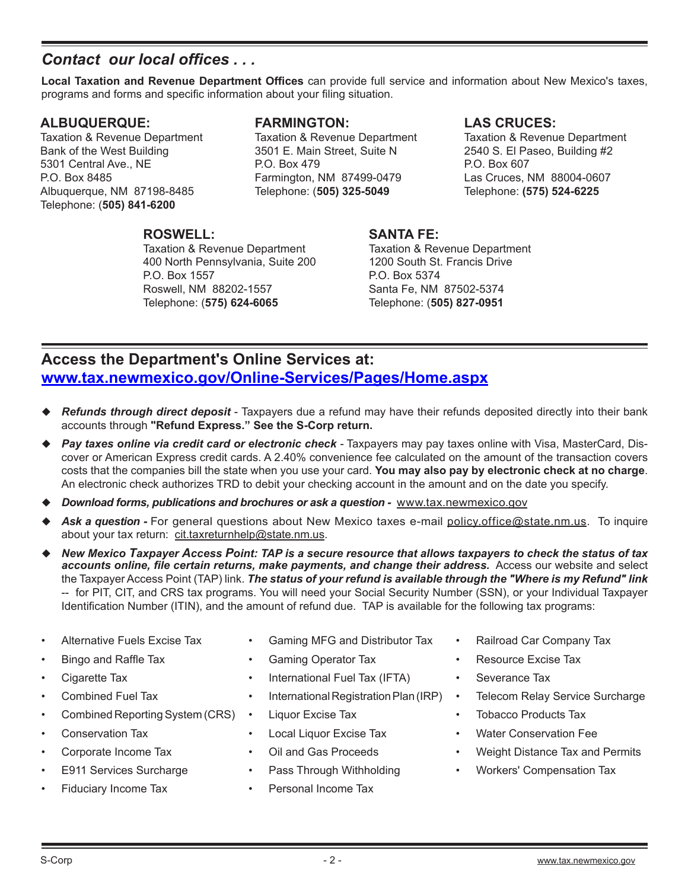## *Contact our local offices . . .*

**Local Taxation and Revenue Department Offices** can provide full service and information about New Mexico's taxes, programs and forms and specific information about your filing situation.

### ALBUQUERQUE:

Taxation & Revenue Department
Bank of the West Building
5301 Central Ave., NE
P.O. Box 8485
Albuquerque, NM 87198-8485
Telephone: (**505) 841-6200**

### FARMINGTON:

Taxation & Revenue Department
3501 E. Main Street, Suite N
P.O. Box 479
Farmington, NM 87499-0479
Telephone: (**505) 325-5049**

### LAS CRUCES:

Taxation & Revenue Department
2540 S. El Paseo, Building #2
P.O. Box 607
Las Cruces, NM 88004-0607
Telephone: **(575) 524-6225**

### ROSWELL:

Taxation & Revenue Department
400 North Pennsylvania, Suite 200
P.O. Box 1557
Roswell, NM 88202-1557
Telephone: (**575) 624-6065**

### SANTA FE:

Taxation & Revenue Department
1200 South St. Francis Drive
P.O. Box 5374
Santa Fe, NM 87502-5374
Telephone: (**505) 827-0951**

## Access the Department's Online Services at: www.tax.newmexico.gov/Online-Services/Pages/Home.aspx

- ***Refunds through direct deposit*** - Taxpayers due a refund may have their refunds deposited directly into their bank accounts through **"Refund Express." See the S-Corp return.**
- ***Pay taxes online via credit card or electronic check*** - Taxpayers may pay taxes online with Visa, MasterCard, Discover or American Express credit cards. A 2.40% convenience fee calculated on the amount of the transaction covers costs that the companies bill the state when you use your card. **You may also pay by electronic check at no charge**. An electronic check authorizes TRD to debit your checking account in the amount and on the date you specify.
- ***Download forms, publications and brochures or ask a question -*** www.tax.newmexico.gov
- ***Ask a question -*** For general questions about New Mexico taxes e-mail policy.office@state.nm.us. To inquire about your tax return: cit.taxreturnhelp@state.nm.us.
- ***New Mexico Taxpayer Access Point: TAP is a secure resource that allows taxpayers to check the status of tax accounts online, file certain returns, make payments, and change their address.*** Access our website and select the Taxpayer Access Point (TAP) link. ***The status of your refund is available through the "Where is my Refund" link*** -- for PIT, CIT, and CRS tax programs. You will need your Social Security Number (SSN), or your Individual Taxpayer Identification Number (ITIN), and the amount of refund due. TAP is available for the following tax programs:

- Alternative Fuels Excise Tax
- Bingo and Raffle Tax
- Cigarette Tax
- Combined Fuel Tax
- Combined Reporting System (CRS)
- Conservation Tax
- Corporate Income Tax
- E911 Services Surcharge
- Fiduciary Income Tax
- Gaming MFG and Distributor Tax
- Gaming Operator Tax
- International Fuel Tax (IFTA)
- International Registration Plan (IRP)
- Liquor Excise Tax
- Local Liquor Excise Tax
- Oil and Gas Proceeds
- Pass Through Withholding
- Personal Income Tax
- Railroad Car Company Tax
- Resource Excise Tax
- Severance Tax
- Telecom Relay Service Surcharge
- Tobacco Products Tax
- Water Conservation Fee
- Weight Distance Tax and Permits
- Workers' Compensation Tax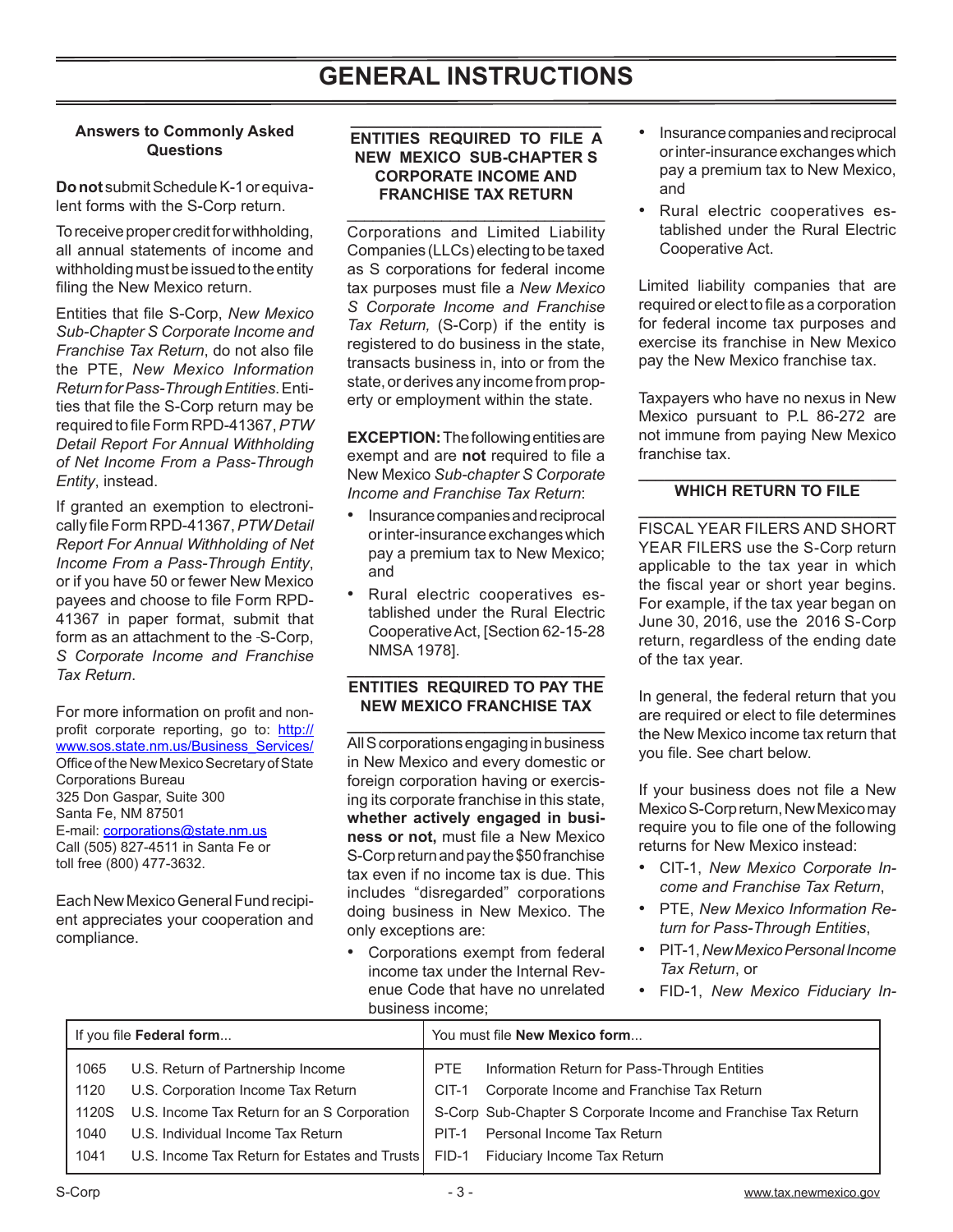# GENERAL INSTRUCTIONS

### Answers to Commonly Asked Questions

**Do not** submit Schedule K-1 or equivalent forms with the S-Corp return.

To receive proper credit for withholding, all annual statements of income and withholding must be issued to the entity filing the New Mexico return.

Entities that file S-Corp, *New Mexico Sub-Chapter S Corporate Income and Franchise Tax Return*, do not also file the PTE, *New Mexico Information Return for Pass-Through Entities*. Entities that file the S-Corp return may be required to file Form RPD-41367, *PTW Detail Report For Annual Withholding of Net Income From a Pass-Through Entity*, instead.

If granted an exemption to electronically file Form RPD-41367, *PTW Detail Report For Annual Withholding of Net Income From a Pass-Through Entity*, or if you have 50 or fewer New Mexico payees and choose to file Form RPD-41367 in paper format, submit that form as an attachment to the S-Corp, *S Corporate Income and Franchise Tax Return*.

For more information on profit and non-profit corporate reporting, go to: http://www.sos.state.nm.us/Business_Services/
Office of the New Mexico Secretary of State
Corporations Bureau
325 Don Gaspar, Suite 300
Santa Fe, NM 87501
E-mail: corporations@state.nm.us
Call (505) 827-4511 in Santa Fe or
toll free (800) 477-3632.

Each New Mexico General Fund recipient appreciates your cooperation and compliance.

### ENTITIES REQUIRED TO FILE A NEW MEXICO SUB-CHAPTER S CORPORATE INCOME AND FRANCHISE TAX RETURN

Corporations and Limited Liability Companies (LLCs) electing to be taxed as S corporations for federal income tax purposes must file a *New Mexico S Corporate Income and Franchise Tax Return,* (S-Corp) if the entity is registered to do business in the state, transacts business in, into or from the state, or derives any income from property or employment within the state.

**EXCEPTION:** The following entities are exempt and are **not** required to file a New Mexico *Sub-chapter S Corporate Income and Franchise Tax Return*:

- Insurance companies and reciprocal or inter-insurance exchanges which pay a premium tax to New Mexico; and
- Rural electric cooperatives established under the Rural Electric Cooperative Act, [Section 62-15-28 NMSA 1978].

### ENTITIES REQUIRED TO PAY THE NEW MEXICO FRANCHISE TAX

All S corporations engaging in business in New Mexico and every domestic or foreign corporation having or exercising its corporate franchise in this state, **whether actively engaged in business or not,** must file a New Mexico S-Corp return and pay the $50 franchise tax even if no income tax is due. This includes "disregarded" corporations doing business in New Mexico. The only exceptions are:

- Corporations exempt from federal income tax under the Internal Revenue Code that have no unrelated business income;
- Insurance companies and reciprocal or inter-insurance exchanges which pay a premium tax to New Mexico, and
- Rural electric cooperatives established under the Rural Electric Cooperative Act.

Limited liability companies that are required or elect to file as a corporation for federal income tax purposes and exercise its franchise in New Mexico pay the New Mexico franchise tax.

Taxpayers who have no nexus in New Mexico pursuant to P.L 86-272 are not immune from paying New Mexico franchise tax.

### WHICH RETURN TO FILE

FISCAL YEAR FILERS AND SHORT YEAR FILERS use the S-Corp return applicable to the tax year in which the fiscal year or short year begins. For example, if the tax year began on June 30, 2016, use the 2016 S-Corp return, regardless of the ending date of the tax year.

In general, the federal return that you are required or elect to file determines the New Mexico income tax return that you file. See chart below.

If your business does not file a New Mexico S-Corp return, New Mexico may require you to file one of the following returns for New Mexico instead:

- CIT-1, *New Mexico Corporate Income and Franchise Tax Return*,
- PTE, *New Mexico Information Return for Pass-Through Entities*,
- PIT-1, *New Mexico Personal Income Tax Return*, or
- FID-1, *New Mexico Fiduciary In-*

| If you file **Federal form**... | | You must file **New Mexico form**... | |
|---|---|---|---|
| 1065 | U.S. Return of Partnership Income | PTE | Information Return for Pass-Through Entities |
| 1120 | U.S. Corporation Income Tax Return | CIT-1 | Corporate Income and Franchise Tax Return |
| 1120S | U.S. Income Tax Return for an S Corporation | S-Corp | Sub-Chapter S Corporate Income and Franchise Tax Return |
| 1040 | U.S. Individual Income Tax Return | PIT-1 | Personal Income Tax Return |
| 1041 | U.S. Income Tax Return for Estates and Trusts | FID-1 | Fiduciary Income Tax Return |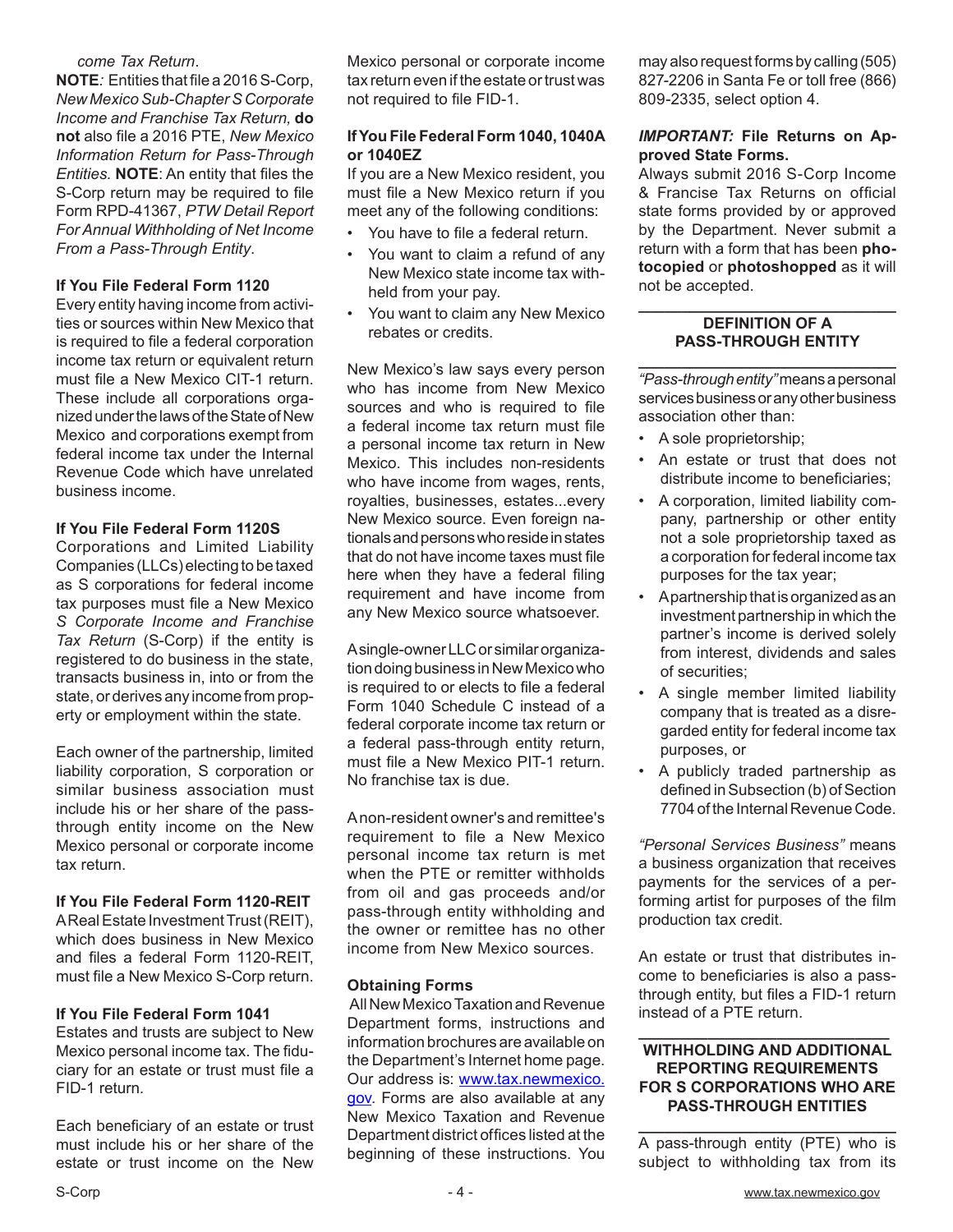*come Tax Return*.

**NOTE**: Entities that file a 2016 S-Corp, *New Mexico Sub-Chapter S Corporate Income and Franchise Tax Return,* **do not** also file a 2016 PTE, *New Mexico Information Return for Pass-Through Entities.* **NOTE**: An entity that files the S-Corp return may be required to file Form RPD-41367, *PTW Detail Report For Annual Withholding of Net Income From a Pass-Through Entity*.

**If You File Federal Form 1120**

Every entity having income from activities or sources within New Mexico that is required to file a federal corporation income tax return or equivalent return must file a New Mexico CIT-1 return. These include all corporations organized under the laws of the State of New Mexico and corporations exempt from federal income tax under the Internal Revenue Code which have unrelated business income.

**If You File Federal Form 1120S**

Corporations and Limited Liability Companies (LLCs) electing to be taxed as S corporations for federal income tax purposes must file a New Mexico *S Corporate Income and Franchise Tax Return* (S-Corp) if the entity is registered to do business in the state, transacts business in, into or from the state, or derives any income from property or employment within the state.

Each owner of the partnership, limited liability corporation, S corporation or similar business association must include his or her share of the pass-through entity income on the New Mexico personal or corporate income tax return.

**If You File Federal Form 1120-REIT**

A Real Estate Investment Trust (REIT), which does business in New Mexico and files a federal Form 1120-REIT, must file a New Mexico S-Corp return.

**If You File Federal Form 1041**

Estates and trusts are subject to New Mexico personal income tax. The fiduciary for an estate or trust must file a FID-1 return.

Each beneficiary of an estate or trust must include his or her share of the estate or trust income on the New Mexico personal or corporate income tax return even if the estate or trust was not required to file FID-1.

**If You File Federal Form 1040, 1040A or 1040EZ**

If you are a New Mexico resident, you must file a New Mexico return if you meet any of the following conditions:

- You have to file a federal return.
- You want to claim a refund of any New Mexico state income tax withheld from your pay.
- You want to claim any New Mexico rebates or credits.

New Mexico's law says every person who has income from New Mexico sources and who is required to file a federal income tax return must file a personal income tax return in New Mexico. This includes non-residents who have income from wages, rents, royalties, businesses, estates...every New Mexico source. Even foreign nationals and persons who reside in states that do not have income taxes must file here when they have a federal filing requirement and have income from any New Mexico source whatsoever.

A single-owner LLC or similar organization doing business in New Mexico who is required to or elects to file a federal Form 1040 Schedule C instead of a federal corporate income tax return or a federal pass-through entity return, must file a New Mexico PIT-1 return. No franchise tax is due.

A non-resident owner's and remittee's requirement to file a New Mexico personal income tax return is met when the PTE or remitter withholds from oil and gas proceeds and/or pass-through entity withholding and the owner or remittee has no other income from New Mexico sources.

**Obtaining Forms**

All New Mexico Taxation and Revenue Department forms, instructions and information brochures are available on the Department's Internet home page. Our address is: www.tax.newmexico.gov. Forms are also available at any New Mexico Taxation and Revenue Department district offices listed at the beginning of these instructions. You may also request forms by calling (505) 827-2206 in Santa Fe or toll free (866) 809-2335, select option 4.

***IMPORTANT:* File Returns on Approved State Forms.**

Always submit 2016 S-Corp Income & Francise Tax Returns on official state forms provided by or approved by the Department. Never submit a return with a form that has been **photocopied** or **photoshopped** as it will not be accepted.

## DEFINITION OF A PASS-THROUGH ENTITY

*"Pass-through entity"* means a personal services business or any other business association other than:

- A sole proprietorship;
- An estate or trust that does not distribute income to beneficiaries;
- A corporation, limited liability company, partnership or other entity not a sole proprietorship taxed as a corporation for federal income tax purposes for the tax year;
- A partnership that is organized as an investment partnership in which the partner's income is derived solely from interest, dividends and sales of securities;
- A single member limited liability company that is treated as a disregarded entity for federal income tax purposes, or
- A publicly traded partnership as defined in Subsection (b) of Section 7704 of the Internal Revenue Code.

*"Personal Services Business"* means a business organization that receives payments for the services of a performing artist for purposes of the film production tax credit.

An estate or trust that distributes income to beneficiaries is also a pass-through entity, but files a FID-1 return instead of a PTE return.

## WITHHOLDING AND ADDITIONAL REPORTING REQUIREMENTS FOR S CORPORATIONS WHO ARE PASS-THROUGH ENTITIES

A pass-through entity (PTE) who is subject to withholding tax from its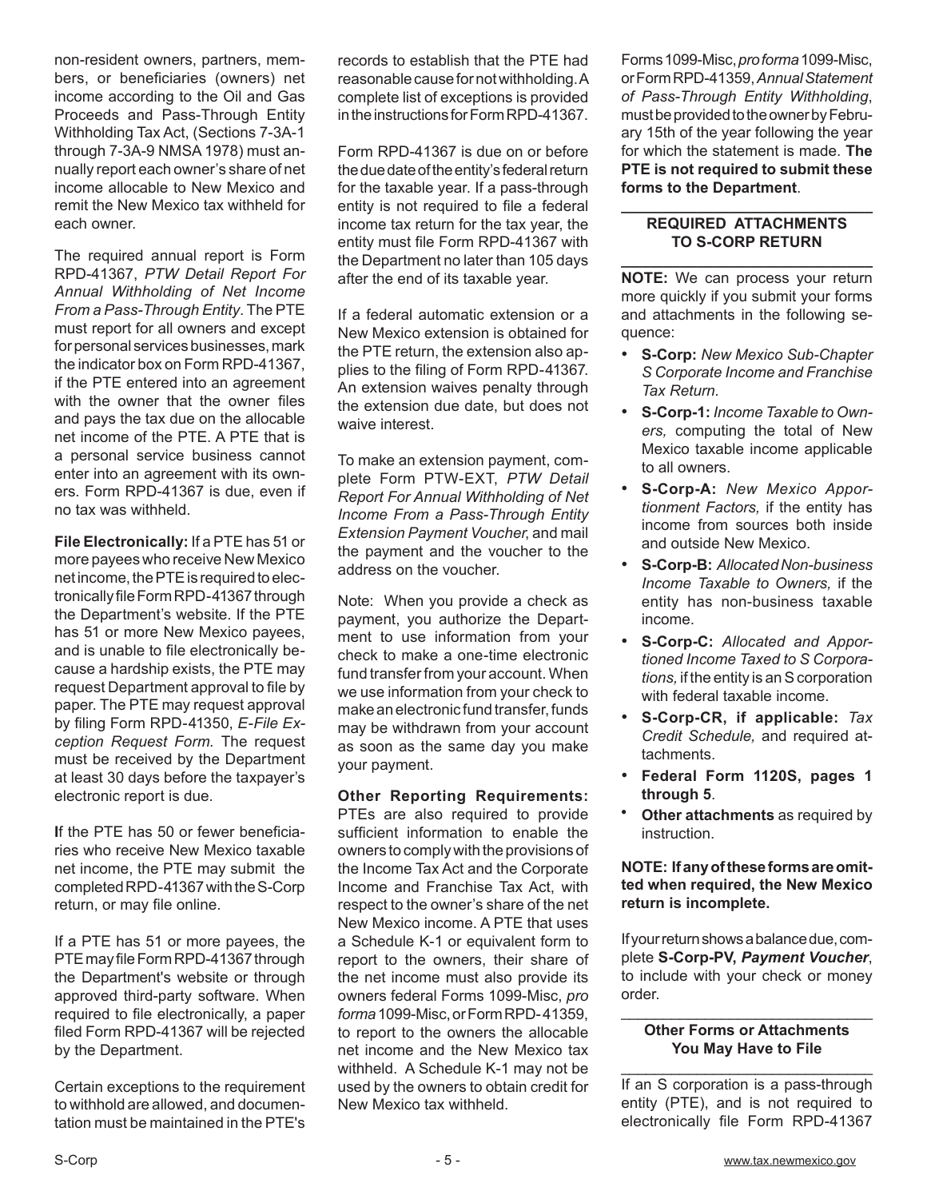non-resident owners, partners, members, or beneficiaries (owners) net income according to the Oil and Gas Proceeds and Pass-Through Entity Withholding Tax Act, (Sections 7-3A-1 through 7-3A-9 NMSA 1978) must annually report each owner's share of net income allocable to New Mexico and remit the New Mexico tax withheld for each owner.

The required annual report is Form RPD-41367, *PTW Detail Report For Annual Withholding of Net Income From a Pass-Through Entity*. The PTE must report for all owners and except for personal services businesses, mark the indicator box on Form RPD-41367, if the PTE entered into an agreement with the owner that the owner files and pays the tax due on the allocable net income of the PTE. A PTE that is a personal service business cannot enter into an agreement with its owners. Form RPD-41367 is due, even if no tax was withheld.

**File Electronically:** If a PTE has 51 or more payees who receive New Mexico net income, the PTE is required to electronically file Form RPD-41367 through the Department's website. If the PTE has 51 or more New Mexico payees, and is unable to file electronically because a hardship exists, the PTE may request Department approval to file by paper. The PTE may request approval by filing Form RPD-41350, *E-File Exception Request Form.* The request must be received by the Department at least 30 days before the taxpayer's electronic report is due.

If the PTE has 50 or fewer beneficiaries who receive New Mexico taxable net income, the PTE may submit the completed RPD-41367 with the S-Corp return, or may file online.

If a PTE has 51 or more payees, the PTE may file Form RPD-41367 through the Department's website or through approved third-party software. When required to file electronically, a paper filed Form RPD-41367 will be rejected by the Department.

Certain exceptions to the requirement to withhold are allowed, and documentation must be maintained in the PTE's records to establish that the PTE had reasonable cause for not withholding. A complete list of exceptions is provided in the instructions for Form RPD-41367.

Form RPD-41367 is due on or before the due date of the entity's federal return for the taxable year. If a pass-through entity is not required to file a federal income tax return for the tax year, the entity must file Form RPD-41367 with the Department no later than 105 days after the end of its taxable year.

If a federal automatic extension or a New Mexico extension is obtained for the PTE return, the extension also applies to the filing of Form RPD-41367. An extension waives penalty through the extension due date, but does not waive interest.

To make an extension payment, complete Form PTW-EXT, *PTW Detail Report For Annual Withholding of Net Income From a Pass-Through Entity Extension Payment Voucher*, and mail the payment and the voucher to the address on the voucher.

Note: When you provide a check as payment, you authorize the Department to use information from your check to make a one-time electronic fund transfer from your account. When we use information from your check to make an electronic fund transfer, funds may be withdrawn from your account as soon as the same day you make your payment.

**Other Reporting Requirements:** PTEs are also required to provide sufficient information to enable the owners to comply with the provisions of the Income Tax Act and the Corporate Income and Franchise Tax Act, with respect to the owner's share of the net New Mexico income. A PTE that uses a Schedule K-1 or equivalent form to report to the owners, their share of the net income must also provide its owners federal Forms 1099-Misc, *pro forma* 1099-Misc, or Form RPD-41359, to report to the owners the allocable net income and the New Mexico tax withheld. A Schedule K-1 may not be used by the owners to obtain credit for New Mexico tax withheld.

Forms 1099-Misc, *pro forma* 1099-Misc, or Form RPD-41359, *Annual Statement of Pass-Through Entity Withholding*, must be provided to the owner by February 15th of the year following the year for which the statement is made. **The PTE is not required to submit these forms to the Department**.

## REQUIRED ATTACHMENTS TO S-CORP RETURN

**NOTE:** We can process your return more quickly if you submit your forms and attachments in the following sequence:

- **S-Corp:** *New Mexico Sub-Chapter S Corporate Income and Franchise Tax Return.*
- **S-Corp-1:** *Income Taxable to Owners,* computing the total of New Mexico taxable income applicable to all owners.
- **S-Corp-A:** *New Mexico Apportionment Factors,* if the entity has income from sources both inside and outside New Mexico.
- **S-Corp-B:** *Allocated Non-business Income Taxable to Owners,* if the entity has non-business taxable income.
- **S-Corp-C:** *Allocated and Apportioned Income Taxed to S Corporations,* if the entity is an S corporation with federal taxable income.
- **S-Corp-CR, if applicable:** *Tax Credit Schedule,* and required attachments.
- **Federal Form 1120S, pages 1 through 5**.
- **Other attachments** as required by instruction.

**NOTE: If any of these forms are omitted when required, the New Mexico return is incomplete.**

If your return shows a balance due, complete **S-Corp-PV,** ***Payment Voucher***, to include with your check or money order.

## Other Forms or Attachments You May Have to File

If an S corporation is a pass-through entity (PTE), and is not required to electronically file Form RPD-41367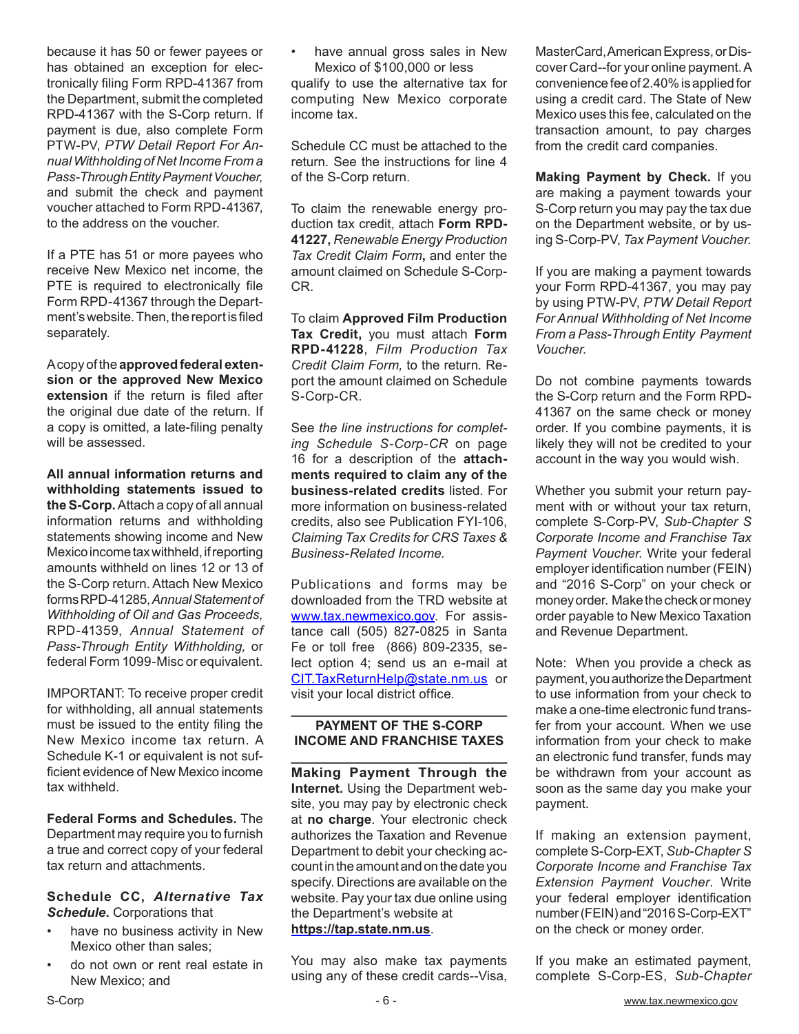because it has 50 or fewer payees or has obtained an exception for electronically filing Form RPD-41367 from the Department, submit the completed RPD-41367 with the S-Corp return. If payment is due, also complete Form PTW-PV, *PTW Detail Report For Annual Withholding of Net Income From a Pass-Through Entity Payment Voucher,* and submit the check and payment voucher attached to Form RPD-41367, to the address on the voucher.

If a PTE has 51 or more payees who receive New Mexico net income, the PTE is required to electronically file Form RPD-41367 through the Department's website. Then, the report is filed separately.

A copy of the **approved federal extension or the approved New Mexico extension** if the return is filed after the original due date of the return. If a copy is omitted, a late-filing penalty will be assessed.

**All annual information returns and withholding statements issued to the S-Corp.** Attach a copy of all annual information returns and withholding statements showing income and New Mexico income tax withheld, if reporting amounts withheld on lines 12 or 13 of the S-Corp return. Attach New Mexico forms RPD-41285, *Annual Statement of Withholding of Oil and Gas Proceeds,* RPD-41359, *Annual Statement of Pass-Through Entity Withholding,* or federal Form 1099-Misc or equivalent.

IMPORTANT: To receive proper credit for withholding, all annual statements must be issued to the entity filing the New Mexico income tax return. A Schedule K-1 or equivalent is not sufficient evidence of New Mexico income tax withheld.

**Federal Forms and Schedules.** The Department may require you to furnish a true and correct copy of your federal tax return and attachments.

**Schedule CC, *Alternative Tax Schedule*.** Corporations that

- have no business activity in New Mexico other than sales;
- do not own or rent real estate in New Mexico; and
- have annual gross sales in New Mexico of $100,000 or less

qualify to use the alternative tax for computing New Mexico corporate income tax.

Schedule CC must be attached to the return. See the instructions for line 4 of the S-Corp return.

To claim the renewable energy production tax credit, attach **Form RPD-41227,** *Renewable Energy Production Tax Credit Claim Form***,** and enter the amount claimed on Schedule S-Corp-CR.

To claim **Approved Film Production Tax Credit,** you must attach **Form RPD-41228**, *Film Production Tax Credit Claim Form,* to the return. Report the amount claimed on Schedule S-Corp-CR.

See *the line instructions for completing Schedule S-Corp-CR* on page 16 for a description of the **attachments required to claim any of the business-related credits** listed. For more information on business-related credits, also see Publication FYI-106, *Claiming Tax Credits for CRS Taxes & Business-Related Income.*

Publications and forms may be downloaded from the TRD website at www.tax.newmexico.gov. For assistance call (505) 827-0825 in Santa Fe or toll free (866) 809-2335, select option 4; send us an e-mail at CIT.TaxReturnHelp@state.nm.us or visit your local district office.

## PAYMENT OF THE S-CORP INCOME AND FRANCHISE TAXES

**Making Payment Through the Internet.** Using the Department website, you may pay by electronic check at **no charge**. Your electronic check authorizes the Taxation and Revenue Department to debit your checking account in the amount and on the date you specify. Directions are available on the website. Pay your tax due online using the Department's website at **https://tap.state.nm.us**.

You may also make tax payments using any of these credit cards--Visa, MasterCard, American Express, or Discover Card--for your online payment. A convenience fee of 2.40% is applied for using a credit card. The State of New Mexico uses this fee, calculated on the transaction amount, to pay charges from the credit card companies.

**Making Payment by Check.** If you are making a payment towards your S-Corp return you may pay the tax due on the Department website, or by using S-Corp-PV, *Tax Payment Voucher.*

If you are making a payment towards your Form RPD-41367, you may pay by using PTW-PV, *PTW Detail Report For Annual Withholding of Net Income From a Pass-Through Entity Payment Voucher.*

Do not combine payments towards the S-Corp return and the Form RPD-41367 on the same check or money order. If you combine payments, it is likely they will not be credited to your account in the way you would wish.

Whether you submit your return payment with or without your tax return, complete S-Corp-PV, *Sub-Chapter S Corporate Income and Franchise Tax Payment Voucher.* Write your federal employer identification number (FEIN) and "2016 S-Corp" on your check or money order. Make the check or money order payable to New Mexico Taxation and Revenue Department.

Note: When you provide a check as payment, you authorize the Department to use information from your check to make a one-time electronic fund transfer from your account. When we use information from your check to make an electronic fund transfer, funds may be withdrawn from your account as soon as the same day you make your payment.

If making an extension payment, complete S-Corp-EXT, *Sub-Chapter S Corporate Income and Franchise Tax Extension Payment Voucher*. Write your federal employer identification number (FEIN) and "2016 S-Corp-EXT" on the check or money order.

If you make an estimated payment, complete S-Corp-ES, *Sub-Chapter*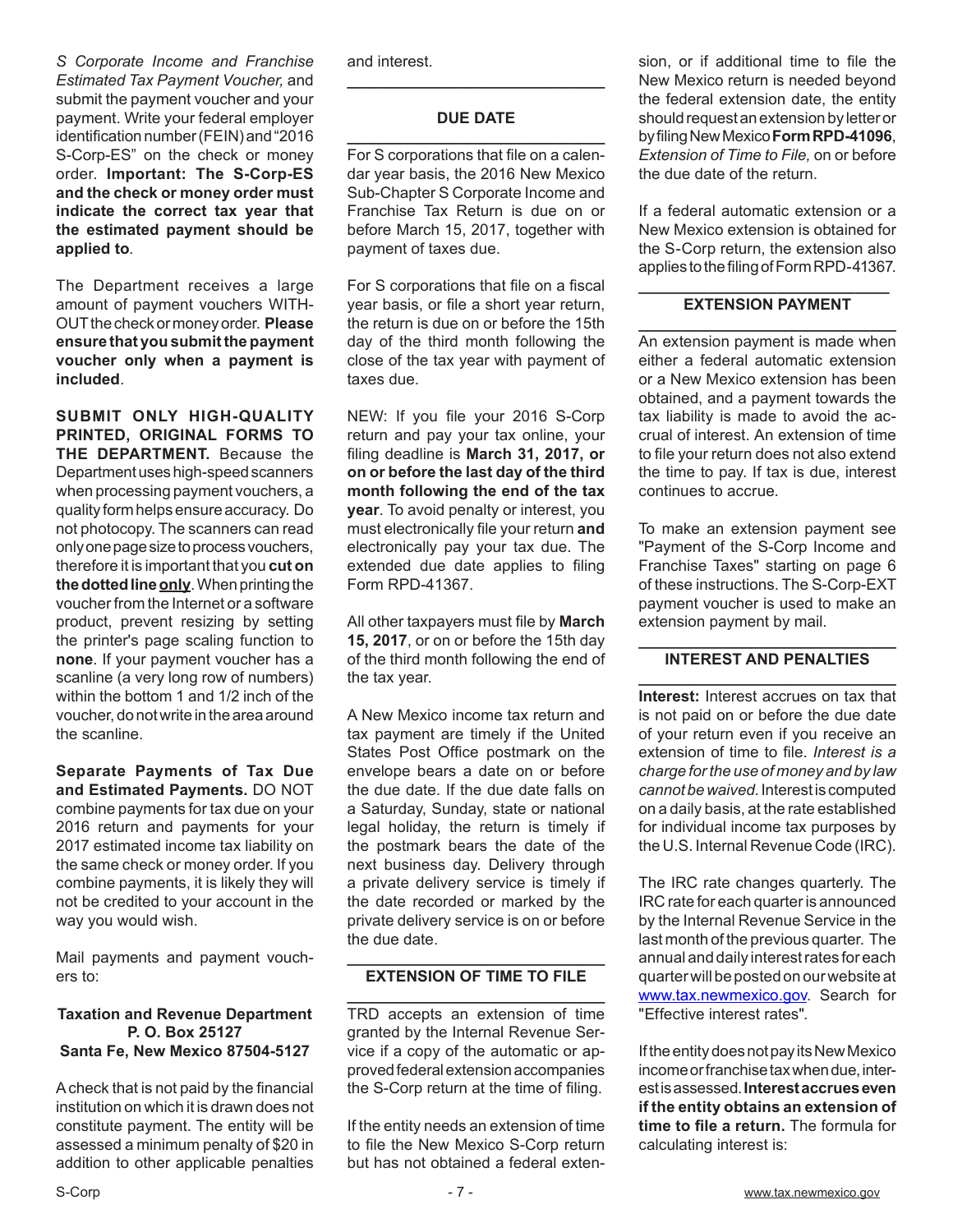*S Corporate Income and Franchise Estimated Tax Payment Voucher,* and submit the payment voucher and your payment. Write your federal employer identification number (FEIN) and "2016 S-Corp-ES" on the check or money order. **Important: The S-Corp-ES and the check or money order must indicate the correct tax year that the estimated payment should be applied to**.

The Department receives a large amount of payment vouchers WITHOUT the check or money order. **Please ensure that you submit the payment voucher only when a payment is included**.

**SUBMIT ONLY HIGH-QUALITY PRINTED, ORIGINAL FORMS TO THE DEPARTMENT.** Because the Department uses high-speed scanners when processing payment vouchers, a quality form helps ensure accuracy. Do not photocopy. The scanners can read only one page size to process vouchers, therefore it is important that you **cut on the dotted line only**. When printing the voucher from the Internet or a software product, prevent resizing by setting the printer's page scaling function to **none**. If your payment voucher has a scanline (a very long row of numbers) within the bottom 1 and 1/2 inch of the voucher, do not write in the area around the scanline.

**Separate Payments of Tax Due and Estimated Payments.** DO NOT combine payments for tax due on your 2016 return and payments for your 2017 estimated income tax liability on the same check or money order. If you combine payments, it is likely they will not be credited to your account in the way you would wish.

Mail payments and payment vouchers to:

**Taxation and Revenue Department**
**P. O. Box 25127**
**Santa Fe, New Mexico 87504-5127**

A check that is not paid by the financial institution on which it is drawn does not constitute payment. The entity will be assessed a minimum penalty of $20 in addition to other applicable penalties and interest.

## DUE DATE

For S corporations that file on a calendar year basis, the 2016 New Mexico Sub-Chapter S Corporate Income and Franchise Tax Return is due on or before March 15, 2017, together with payment of taxes due.

For S corporations that file on a fiscal year basis, or file a short year return, the return is due on or before the 15th day of the third month following the close of the tax year with payment of taxes due.

NEW: If you file your 2016 S-Corp return and pay your tax online, your filing deadline is **March 31, 2017, or on or before the last day of the third month following the end of the tax year**. To avoid penalty or interest, you must electronically file your return **and** electronically pay your tax due. The extended due date applies to filing Form RPD-41367.

All other taxpayers must file by **March 15, 2017**, or on or before the 15th day of the third month following the end of the tax year.

A New Mexico income tax return and tax payment are timely if the United States Post Office postmark on the envelope bears a date on or before the due date. If the due date falls on a Saturday, Sunday, state or national legal holiday, the return is timely if the postmark bears the date of the next business day. Delivery through a private delivery service is timely if the date recorded or marked by the private delivery service is on or before the due date.

## EXTENSION OF TIME TO FILE

TRD accepts an extension of time granted by the Internal Revenue Service if a copy of the automatic or approved federal extension accompanies the S-Corp return at the time of filing.

If the entity needs an extension of time to file the New Mexico S-Corp return but has not obtained a federal extension, or if additional time to file the New Mexico return is needed beyond the federal extension date, the entity should request an extension by letter or by filing New Mexico **Form RPD-41096**, *Extension of Time to File,* on or before the due date of the return.

If a federal automatic extension or a New Mexico extension is obtained for the S-Corp return, the extension also applies to the filing of Form RPD-41367.

## EXTENSION PAYMENT

An extension payment is made when either a federal automatic extension or a New Mexico extension has been obtained, and a payment towards the tax liability is made to avoid the accrual of interest. An extension of time to file your return does not also extend the time to pay. If tax is due, interest continues to accrue.

To make an extension payment see "Payment of the S-Corp Income and Franchise Taxes" starting on page 6 of these instructions. The S-Corp-EXT payment voucher is used to make an extension payment by mail.

## INTEREST AND PENALTIES

**Interest:** Interest accrues on tax that is not paid on or before the due date of your return even if you receive an extension of time to file. *Interest is a charge for the use of money and by law cannot be waived.* Interest is computed on a daily basis, at the rate established for individual income tax purposes by the U.S. Internal Revenue Code (IRC).

The IRC rate changes quarterly. The IRC rate for each quarter is announced by the Internal Revenue Service in the last month of the previous quarter. The annual and daily interest rates for each quarter will be posted on our website at www.tax.newmexico.gov. Search for "Effective interest rates".

If the entity does not pay its New Mexico income or franchise tax when due, interest is assessed. **Interest accrues even if the entity obtains an extension of time to file a return.** The formula for calculating interest is: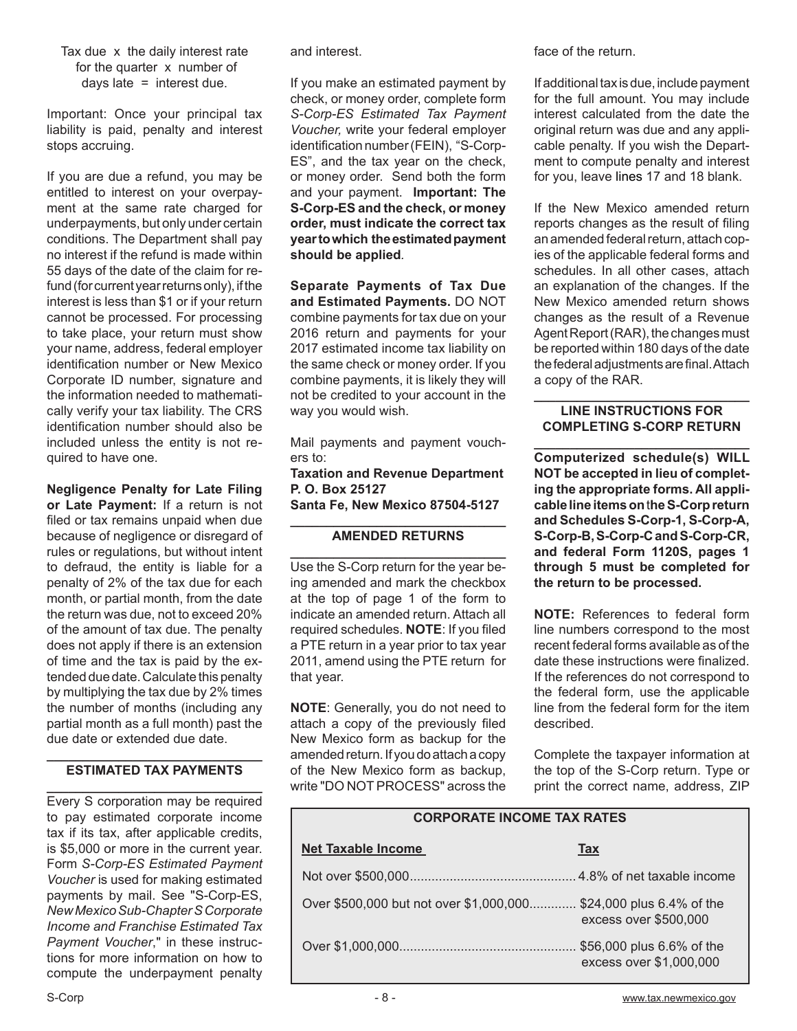Tax due x the daily interest rate for the quarter x number of days late = interest due.

Important: Once your principal tax liability is paid, penalty and interest stops accruing.

If you are due a refund, you may be entitled to interest on your overpayment at the same rate charged for underpayments, but only under certain conditions. The Department shall pay no interest if the refund is made within 55 days of the date of the claim for refund (for current year returns only), if the interest is less than $1 or if your return cannot be processed. For processing to take place, your return must show your name, address, federal employer identification number or New Mexico Corporate ID number, signature and the information needed to mathematically verify your tax liability. The CRS identification number should also be included unless the entity is not required to have one.

**Negligence Penalty for Late Filing or Late Payment:** If a return is not filed or tax remains unpaid when due because of negligence or disregard of rules or regulations, but without intent to defraud, the entity is liable for a penalty of 2% of the tax due for each month, or partial month, from the date the return was due, not to exceed 20% of the amount of tax due. The penalty does not apply if there is an extension of time and the tax is paid by the extended due date. Calculate this penalty by multiplying the tax due by 2% times the number of months (including any partial month as a full month) past the due date or extended due date.

## ESTIMATED TAX PAYMENTS

Every S corporation may be required to pay estimated corporate income tax if its tax, after applicable credits, is $5,000 or more in the current year. Form *S-Corp-ES Estimated Payment Voucher* is used for making estimated payments by mail. See "S-Corp-ES, *New Mexico Sub-Chapter S Corporate Income and Franchise Estimated Tax Payment Voucher*," in these instructions for more information on how to compute the underpayment penalty and interest.

If you make an estimated payment by check, or money order, complete form *S-Corp-ES Estimated Tax Payment Voucher,* write your federal employer identification number (FEIN), "S-Corp-ES", and the tax year on the check, or money order. Send both the form and your payment. **Important: The S-Corp-ES and the check, or money order, must indicate the correct tax year to which the estimated payment should be applied**.

**Separate Payments of Tax Due and Estimated Payments.** DO NOT combine payments for tax due on your 2016 return and payments for your 2017 estimated income tax liability on the same check or money order. If you combine payments, it is likely they will not be credited to your account in the way you would wish.

Mail payments and payment vouchers to:

**Taxation and Revenue Department**
**P. O. Box 25127**
**Santa Fe, New Mexico 87504-5127**

## AMENDED RETURNS

Use the S-Corp return for the year being amended and mark the checkbox at the top of page 1 of the form to indicate an amended return. Attach all required schedules. **NOTE**: If you filed a PTE return in a year prior to tax year 2011, amend using the PTE return for that year.

**NOTE**: Generally, you do not need to attach a copy of the previously filed New Mexico form as backup for the amended return. If you do attach a copy of the New Mexico form as backup, write "DO NOT PROCESS" across the face of the return.

If additional tax is due, include payment for the full amount. You may include interest calculated from the date the original return was due and any applicable penalty. If you wish the Department to compute penalty and interest for you, leave lines 17 and 18 blank.

If the New Mexico amended return reports changes as the result of filing an amended federal return, attach copies of the applicable federal forms and schedules. In all other cases, attach an explanation of the changes. If the New Mexico amended return shows changes as the result of a Revenue Agent Report (RAR), the changes must be reported within 180 days of the date the federal adjustments are final. Attach a copy of the RAR.

## LINE INSTRUCTIONS FOR COMPLETING S-CORP RETURN

**Computerized schedule(s) WILL NOT be accepted in lieu of completing the appropriate forms. All applicable line items on the S-Corp return and Schedules S-Corp-1, S-Corp-A, S-Corp-B, S-Corp-C and S-Corp-CR, and federal Form 1120S, pages 1 through 5 must be completed for the return to be processed.**

**NOTE:** References to federal form line numbers correspond to the most recent federal forms available as of the date these instructions were finalized. If the references do not correspond to the federal form, use the applicable line from the federal form for the item described.

Complete the taxpayer information at the top of the S-Corp return. Type or print the correct name, address, ZIP

**CORPORATE INCOME TAX RATES**

| Net Taxable Income | Tax |
|---|---|
| Not over $500,000 | 4.8% of net taxable income |
| Over $500,000 but not over $1,000,000 | $24,000 plus 6.4% of the excess over $500,000 |
| Over $1,000,000 | $56,000 plus 6.6% of the excess over $1,000,000 |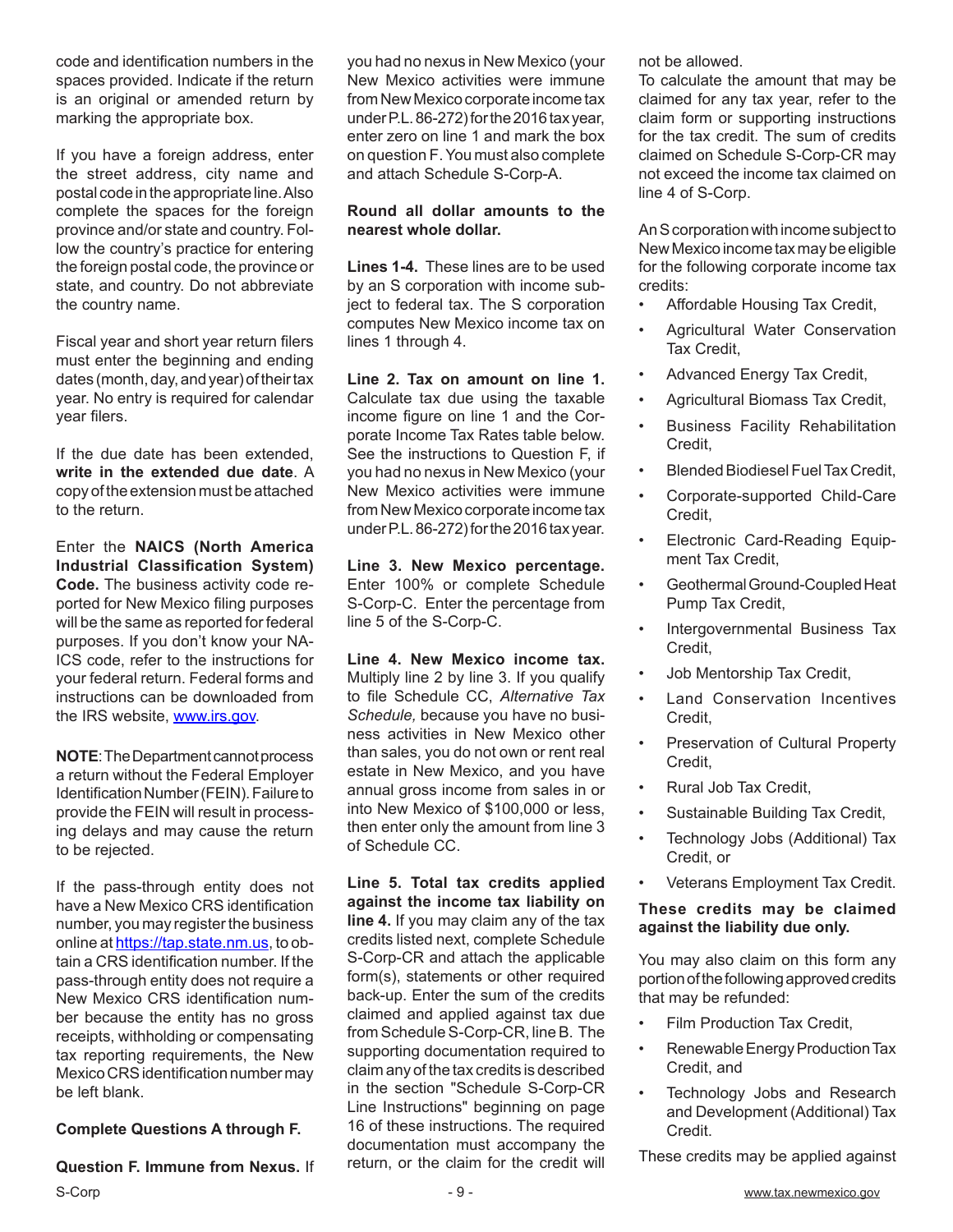code and identification numbers in the spaces provided. Indicate if the return is an original or amended return by marking the appropriate box.

If you have a foreign address, enter the street address, city name and postal code in the appropriate line. Also complete the spaces for the foreign province and/or state and country. Follow the country's practice for entering the foreign postal code, the province or state, and country. Do not abbreviate the country name.

Fiscal year and short year return filers must enter the beginning and ending dates (month, day, and year) of their tax year. No entry is required for calendar year filers.

If the due date has been extended, **write in the extended due date**. A copy of the extension must be attached to the return.

Enter the **NAICS (North America Industrial Classification System) Code.** The business activity code reported for New Mexico filing purposes will be the same as reported for federal purposes. If you don't know your NAICS code, refer to the instructions for your federal return. Federal forms and instructions can be downloaded from the IRS website, www.irs.gov.

**NOTE**: The Department cannot process a return without the Federal Employer Identification Number (FEIN). Failure to provide the FEIN will result in processing delays and may cause the return to be rejected.

If the pass-through entity does not have a New Mexico CRS identification number, you may register the business online at https://tap.state.nm.us, to obtain a CRS identification number. If the pass-through entity does not require a New Mexico CRS identification number because the entity has no gross receipts, withholding or compensating tax reporting requirements, the New Mexico CRS identification number may be left blank.

**Complete Questions A through F.**

**Question F. Immune from Nexus.** If you had no nexus in New Mexico (your New Mexico activities were immune from New Mexico corporate income tax under P.L. 86-272) for the 2016 tax year, enter zero on line 1 and mark the box on question F. You must also complete and attach Schedule S-Corp-A.

**Round all dollar amounts to the nearest whole dollar.**

**Lines 1-4.** These lines are to be used by an S corporation with income subject to federal tax. The S corporation computes New Mexico income tax on lines 1 through 4.

**Line 2. Tax on amount on line 1.** Calculate tax due using the taxable income figure on line 1 and the Corporate Income Tax Rates table below. See the instructions to Question F, if you had no nexus in New Mexico (your New Mexico activities were immune from New Mexico corporate income tax under P.L. 86-272) for the 2016 tax year.

**Line 3. New Mexico percentage.** Enter 100% or complete Schedule S-Corp-C. Enter the percentage from line 5 of the S-Corp-C.

**Line 4. New Mexico income tax.** Multiply line 2 by line 3. If you qualify to file Schedule CC, *Alternative Tax Schedule,* because you have no business activities in New Mexico other than sales, you do not own or rent real estate in New Mexico, and you have annual gross income from sales in or into New Mexico of $100,000 or less, then enter only the amount from line 3 of Schedule CC.

**Line 5. Total tax credits applied against the income tax liability on line 4.** If you may claim any of the tax credits listed next, complete Schedule S-Corp-CR and attach the applicable form(s), statements or other required back-up. Enter the sum of the credits claimed and applied against tax due from Schedule S-Corp-CR, line B. The supporting documentation required to claim any of the tax credits is described in the section "Schedule S-Corp-CR Line Instructions" beginning on page 16 of these instructions. The required documentation must accompany the return, or the claim for the credit will not be allowed.

To calculate the amount that may be claimed for any tax year, refer to the claim form or supporting instructions for the tax credit. The sum of credits claimed on Schedule S-Corp-CR may not exceed the income tax claimed on line 4 of S-Corp.

An S corporation with income subject to New Mexico income tax may be eligible for the following corporate income tax credits:

- Affordable Housing Tax Credit,
- Agricultural Water Conservation Tax Credit,
- Advanced Energy Tax Credit,
- Agricultural Biomass Tax Credit,
- Business Facility Rehabilitation Credit,
- Blended Biodiesel Fuel Tax Credit,
- Corporate-supported Child-Care Credit,
- Electronic Card-Reading Equipment Tax Credit,
- Geothermal Ground-Coupled Heat Pump Tax Credit,
- Intergovernmental Business Tax Credit,
- Job Mentorship Tax Credit,
- Land Conservation Incentives Credit,
- Preservation of Cultural Property Credit,
- Rural Job Tax Credit,
- Sustainable Building Tax Credit,
- Technology Jobs (Additional) Tax Credit, or
- Veterans Employment Tax Credit.

**These credits may be claimed against the liability due only.**

You may also claim on this form any portion of the following approved credits that may be refunded:

- Film Production Tax Credit,
- Renewable Energy Production Tax Credit, and
- Technology Jobs and Research and Development (Additional) Tax Credit.

These credits may be applied against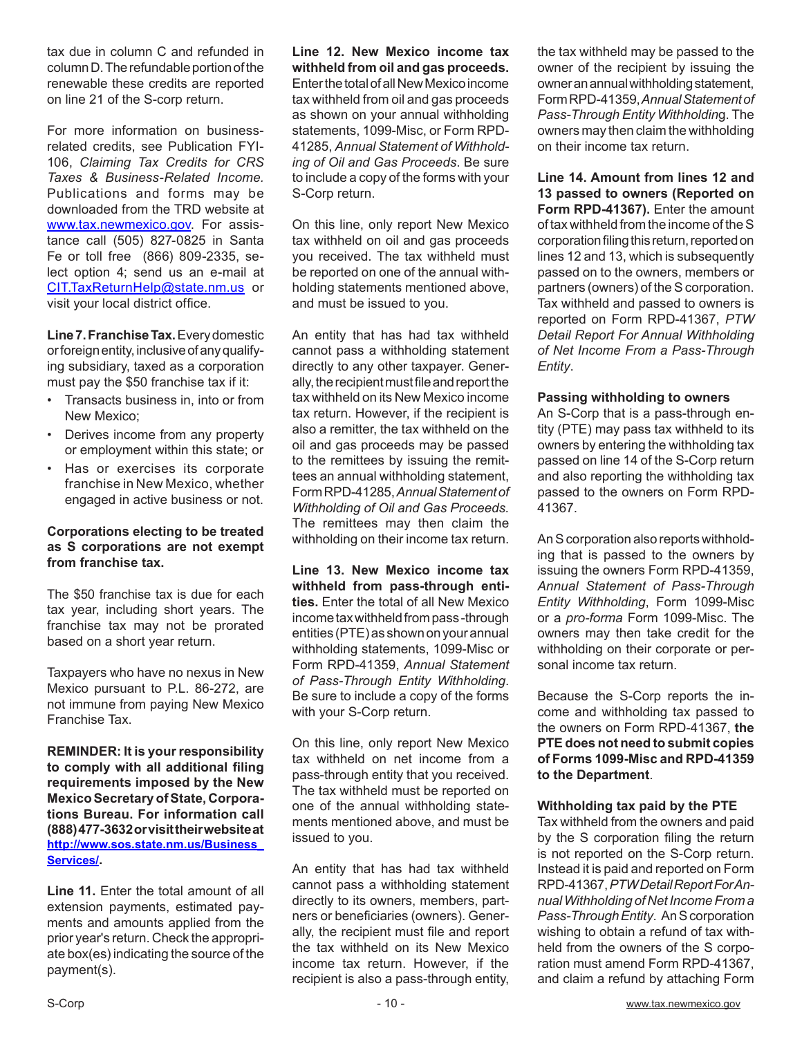tax due in column C and refunded in column D. The refundable portion of the renewable these credits are reported on line 21 of the S-corp return.

For more information on business-related credits, see Publication FYI-106, *Claiming Tax Credits for CRS Taxes & Business-Related Income.* Publications and forms may be downloaded from the TRD website at www.tax.newmexico.gov. For assistance call (505) 827-0825 in Santa Fe or toll free (866) 809-2335, select option 4; send us an e-mail at CIT.TaxReturnHelp@state.nm.us or visit your local district office.

**Line 7. Franchise Tax.** Every domestic or foreign entity, inclusive of any qualifying subsidiary, taxed as a corporation must pay the $50 franchise tax if it:

- Transacts business in, into or from New Mexico;
- Derives income from any property or employment within this state; or
- Has or exercises its corporate franchise in New Mexico, whether engaged in active business or not.

**Corporations electing to be treated as S corporations are not exempt from franchise tax.**

The $50 franchise tax is due for each tax year, including short years. The franchise tax may not be prorated based on a short year return.

Taxpayers who have no nexus in New Mexico pursuant to P.L. 86-272, are not immune from paying New Mexico Franchise Tax.

**REMINDER: It is your responsibility to comply with all additional filing requirements imposed by the New Mexico Secretary of State, Corporations Bureau. For information call (888) 477-3632 or visit their website at http://www.sos.state.nm.us/Business_Services/.**

**Line 11.** Enter the total amount of all extension payments, estimated payments and amounts applied from the prior year's return. Check the appropriate box(es) indicating the source of the payment(s).

**Line 12. New Mexico income tax withheld from oil and gas proceeds.** Enter the total of all New Mexico income tax withheld from oil and gas proceeds as shown on your annual withholding statements, 1099-Misc, or Form RPD-41285, *Annual Statement of Withholding of Oil and Gas Proceeds*. Be sure to include a copy of the forms with your S-Corp return.

On this line, only report New Mexico tax withheld on oil and gas proceeds you received. The tax withheld must be reported on one of the annual withholding statements mentioned above, and must be issued to you.

An entity that has had tax withheld cannot pass a withholding statement directly to any other taxpayer. Generally, the recipient must file and report the tax withheld on its New Mexico income tax return. However, if the recipient is also a remitter, the tax withheld on the oil and gas proceeds may be passed to the remittees by issuing the remittees an annual withholding statement, Form RPD-41285, *Annual Statement of Withholding of Oil and Gas Proceeds.* The remittees may then claim the withholding on their income tax return.

**Line 13. New Mexico income tax withheld from pass-through entities.** Enter the total of all New Mexico income tax withheld from pass-through entities (PTE) as shown on your annual withholding statements, 1099-Misc or Form RPD-41359, *Annual Statement of Pass-Through Entity Withholding*. Be sure to include a copy of the forms with your S-Corp return.

On this line, only report New Mexico tax withheld on net income from a pass-through entity that you received. The tax withheld must be reported on one of the annual withholding statements mentioned above, and must be issued to you.

An entity that has had tax withheld cannot pass a withholding statement directly to its owners, members, partners or beneficiaries (owners). Generally, the recipient must file and report the tax withheld on its New Mexico income tax return. However, if the recipient is also a pass-through entity, the tax withheld may be passed to the owner of the recipient by issuing the owner an annual withholding statement, Form RPD-41359, *Annual Statement of Pass-Through Entity Withholding*. The owners may then claim the withholding on their income tax return.

**Line 14. Amount from lines 12 and 13 passed to owners (Reported on Form RPD-41367).** Enter the amount of tax withheld from the income of the S corporation filing this return, reported on lines 12 and 13, which is subsequently passed on to the owners, members or partners (owners) of the S corporation. Tax withheld and passed to owners is reported on Form RPD-41367, *PTW Detail Report For Annual Withholding of Net Income From a Pass-Through Entity*.

**Passing withholding to owners**

An S-Corp that is a pass-through entity (PTE) may pass tax withheld to its owners by entering the withholding tax passed on line 14 of the S-Corp return and also reporting the withholding tax passed to the owners on Form RPD-41367.

An S corporation also reports withholding that is passed to the owners by issuing the owners Form RPD-41359, *Annual Statement of Pass-Through Entity Withholding*, Form 1099-Misc or a *pro-forma* Form 1099-Misc. The owners may then take credit for the withholding on their corporate or personal income tax return.

Because the S-Corp reports the income and withholding tax passed to the owners on Form RPD-41367, **the PTE does not need to submit copies of Forms 1099-Misc and RPD-41359 to the Department**.

**Withholding tax paid by the PTE**

Tax withheld from the owners and paid by the S corporation filing the return is not reported on the S-Corp return. Instead it is paid and reported on Form RPD-41367, *PTW Detail Report For Annual Withholding of Net Income From a Pass-Through Entity*. An S corporation wishing to obtain a refund of tax withheld from the owners of the S corporation must amend Form RPD-41367, and claim a refund by attaching Form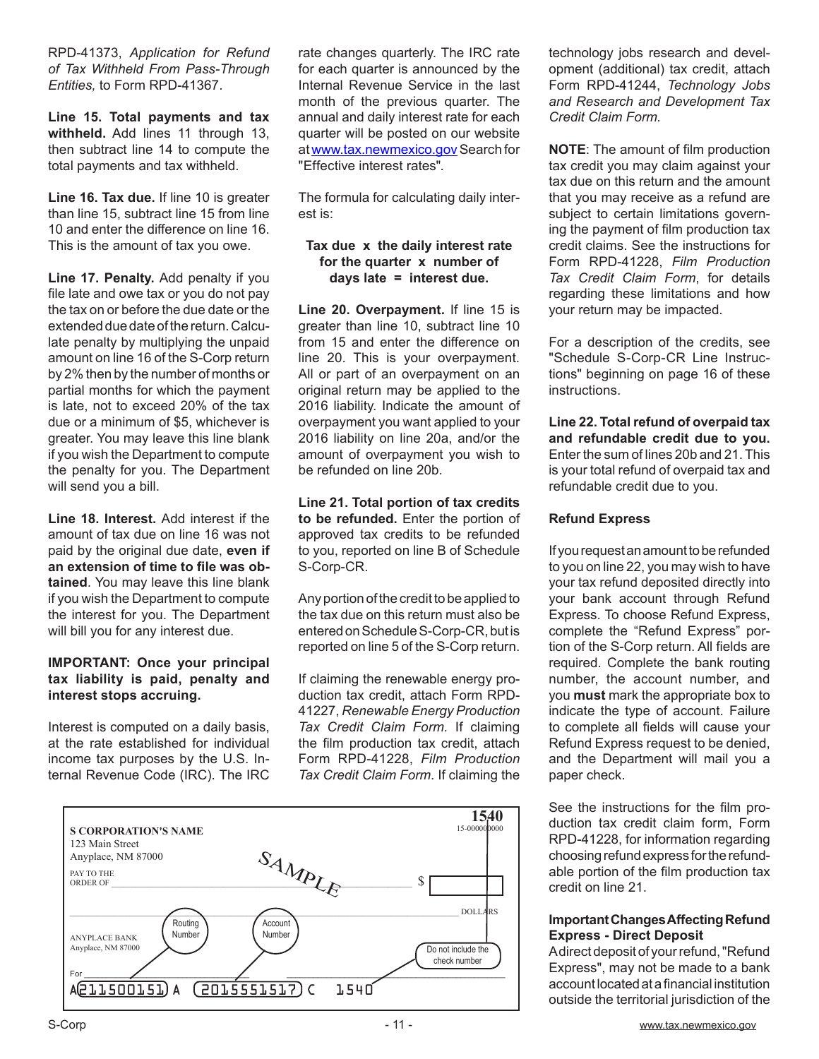RPD-41373, *Application for Refund of Tax Withheld From Pass-Through Entities,* to Form RPD-41367.

**Line 15. Total payments and tax withheld.** Add lines 11 through 13, then subtract line 14 to compute the total payments and tax withheld.

**Line 16. Tax due.** If line 10 is greater than line 15, subtract line 15 from line 10 and enter the difference on line 16. This is the amount of tax you owe.

**Line 17. Penalty.** Add penalty if you file late and owe tax or you do not pay the tax on or before the due date or the extended due date of the return. Calculate penalty by multiplying the unpaid amount on line 16 of the S-Corp return by 2% then by the number of months or partial months for which the payment is late, not to exceed 20% of the tax due or a minimum of $5, whichever is greater. You may leave this line blank if you wish the Department to compute the penalty for you. The Department will send you a bill.

**Line 18. Interest.** Add interest if the amount of tax due on line 16 was not paid by the original due date, **even if an extension of time to file was obtained**. You may leave this line blank if you wish the Department to compute the interest for you. The Department will bill you for any interest due.

**IMPORTANT: Once your principal tax liability is paid, penalty and interest stops accruing.**

Interest is computed on a daily basis, at the rate established for individual income tax purposes by the U.S. Internal Revenue Code (IRC). The IRC rate changes quarterly. The IRC rate for each quarter is announced by the Internal Revenue Service in the last month of the previous quarter. The annual and daily interest rate for each quarter will be posted on our website at www.tax.newmexico.gov Search for "Effective interest rates".

The formula for calculating daily interest is:

**Tax due x the daily interest rate for the quarter x number of days late = interest due.**

**Line 20. Overpayment.** If line 15 is greater than line 10, subtract line 10 from 15 and enter the difference on line 20. This is your overpayment. All or part of an overpayment on an original return may be applied to the 2016 liability. Indicate the amount of overpayment you want applied to your 2016 liability on line 20a, and/or the amount of overpayment you wish to be refunded on line 20b.

**Line 21. Total portion of tax credits to be refunded.** Enter the portion of approved tax credits to be refunded to you, reported on line B of Schedule S-Corp-CR.

Any portion of the credit to be applied to the tax due on this return must also be entered on Schedule S-Corp-CR, but is reported on line 5 of the S-Corp return.

If claiming the renewable energy production tax credit, attach Form RPD-41227, *Renewable Energy Production Tax Credit Claim Form.* If claiming the film production tax credit, attach Form RPD-41228, *Film Production Tax Credit Claim Form*. If claiming the technology jobs research and development (additional) tax credit, attach Form RPD-41244, *Technology Jobs and Research and Development Tax Credit Claim Form.*

**NOTE**: The amount of film production tax credit you may claim against your tax due on this return and the amount that you may receive as a refund are subject to certain limitations governing the payment of film production tax credit claims. See the instructions for Form RPD-41228, *Film Production Tax Credit Claim Form*, for details regarding these limitations and how your return may be impacted.

For a description of the credits, see "Schedule S-Corp-CR Line Instructions" beginning on page 16 of these instructions.

**Line 22. Total refund of overpaid tax and refundable credit due to you.** Enter the sum of lines 20b and 21. This is your total refund of overpaid tax and refundable credit due to you.

**Refund Express**

If you request an amount to be refunded to you on line 22, you may wish to have your tax refund deposited directly into your bank account through Refund Express. To choose Refund Express, complete the "Refund Express" portion of the S-Corp return. All fields are required. Complete the bank routing number, the account number, and you **must** mark the appropriate box to indicate the type of account. Failure to complete all fields will cause your Refund Express request to be denied, and the Department will mail you a paper check.

S CORPORATION'S NAME
123 Main Street
Anyplace, NM 87000

1540
15-0000/0000

PAY TO THE ORDER OF ______ SAMPLE ______ $

DOLLARS

ANYPLACE BANK
Anyplace, NM 87000

Routing Number — Account Number — Do not include the check number

For

A211500151A 2015551517C 1540

See the instructions for the film production tax credit claim form, Form RPD-41228, for information regarding choosing refund express for the refundable portion of the film production tax credit on line 21.

**Important Changes Affecting Refund Express - Direct Deposit**

A direct deposit of your refund, "Refund Express", may not be made to a bank account located at a financial institution outside the territorial jurisdiction of the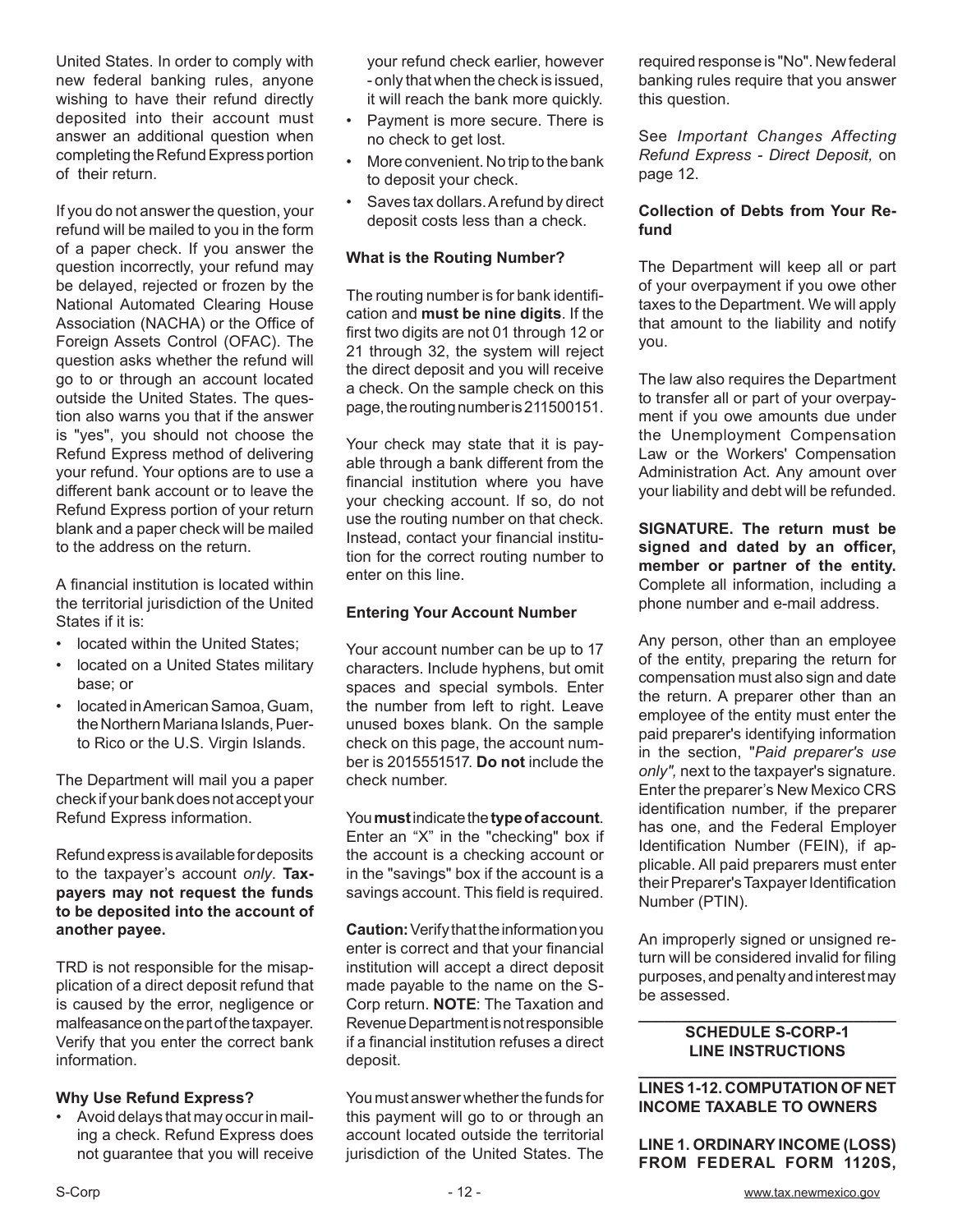United States. In order to comply with new federal banking rules, anyone wishing to have their refund directly deposited into their account must answer an additional question when completing the Refund Express portion of their return.

If you do not answer the question, your refund will be mailed to you in the form of a paper check. If you answer the question incorrectly, your refund may be delayed, rejected or frozen by the National Automated Clearing House Association (NACHA) or the Office of Foreign Assets Control (OFAC). The question asks whether the refund will go to or through an account located outside the United States. The question also warns you that if the answer is "yes", you should not choose the Refund Express method of delivering your refund. Your options are to use a different bank account or to leave the Refund Express portion of your return blank and a paper check will be mailed to the address on the return.

A financial institution is located within the territorial jurisdiction of the United States if it is:

- located within the United States;
- located on a United States military base; or
- located in American Samoa, Guam, the Northern Mariana Islands, Puerto Rico or the U.S. Virgin Islands.

The Department will mail you a paper check if your bank does not accept your Refund Express information.

Refund express is available for deposits to the taxpayer's account *only*. **Taxpayers may not request the funds to be deposited into the account of another payee.**

TRD is not responsible for the misapplication of a direct deposit refund that is caused by the error, negligence or malfeasance on the part of the taxpayer. Verify that you enter the correct bank information.

**Why Use Refund Express?**

- Avoid delays that may occur in mailing a check. Refund Express does not guarantee that you will receive your refund check earlier, however - only that when the check is issued, it will reach the bank more quickly.
- Payment is more secure. There is no check to get lost.
- More convenient. No trip to the bank to deposit your check.
- Saves tax dollars. A refund by direct deposit costs less than a check.

**What is the Routing Number?**

The routing number is for bank identification and **must be nine digits**. If the first two digits are not 01 through 12 or 21 through 32, the system will reject the direct deposit and you will receive a check. On the sample check on this page, the routing number is 211500151.

Your check may state that it is payable through a bank different from the financial institution where you have your checking account. If so, do not use the routing number on that check. Instead, contact your financial institution for the correct routing number to enter on this line.

**Entering Your Account Number**

Your account number can be up to 17 characters. Include hyphens, but omit spaces and special symbols. Enter the number from left to right. Leave unused boxes blank. On the sample check on this page, the account number is 2015551517. **Do not** include the check number.

You **must** indicate the **type of account**. Enter an "X" in the "checking" box if the account is a checking account or in the "savings" box if the account is a savings account. This field is required.

**Caution:** Verify that the information you enter is correct and that your financial institution will accept a direct deposit made payable to the name on the S-Corp return. **NOTE**: The Taxation and Revenue Department is not responsible if a financial institution refuses a direct deposit.

You must answer whether the funds for this payment will go to or through an account located outside the territorial jurisdiction of the United States. The required response is "No". New federal banking rules require that you answer this question.

See *Important Changes Affecting Refund Express - Direct Deposit,* on page 12.

**Collection of Debts from Your Refund**

The Department will keep all or part of your overpayment if you owe other taxes to the Department. We will apply that amount to the liability and notify you.

The law also requires the Department to transfer all or part of your overpayment if you owe amounts due under the Unemployment Compensation Law or the Workers' Compensation Administration Act. Any amount over your liability and debt will be refunded.

**SIGNATURE. The return must be signed and dated by an officer, member or partner of the entity.** Complete all information, including a phone number and e-mail address.

Any person, other than an employee of the entity, preparing the return for compensation must also sign and date the return. A preparer other than an employee of the entity must enter the paid preparer's identifying information in the section, "*Paid preparer's use only",* next to the taxpayer's signature. Enter the preparer's New Mexico CRS identification number, if the preparer has one, and the Federal Employer Identification Number (FEIN), if applicable. All paid preparers must enter their Preparer's Taxpayer Identification Number (PTIN).

An improperly signed or unsigned return will be considered invalid for filing purposes, and penalty and interest may be assessed.

## SCHEDULE S-CORP-1 LINE INSTRUCTIONS

### LINES 1-12. COMPUTATION OF NET INCOME TAXABLE TO OWNERS

**LINE 1. ORDINARY INCOME (LOSS) FROM FEDERAL FORM 1120S,**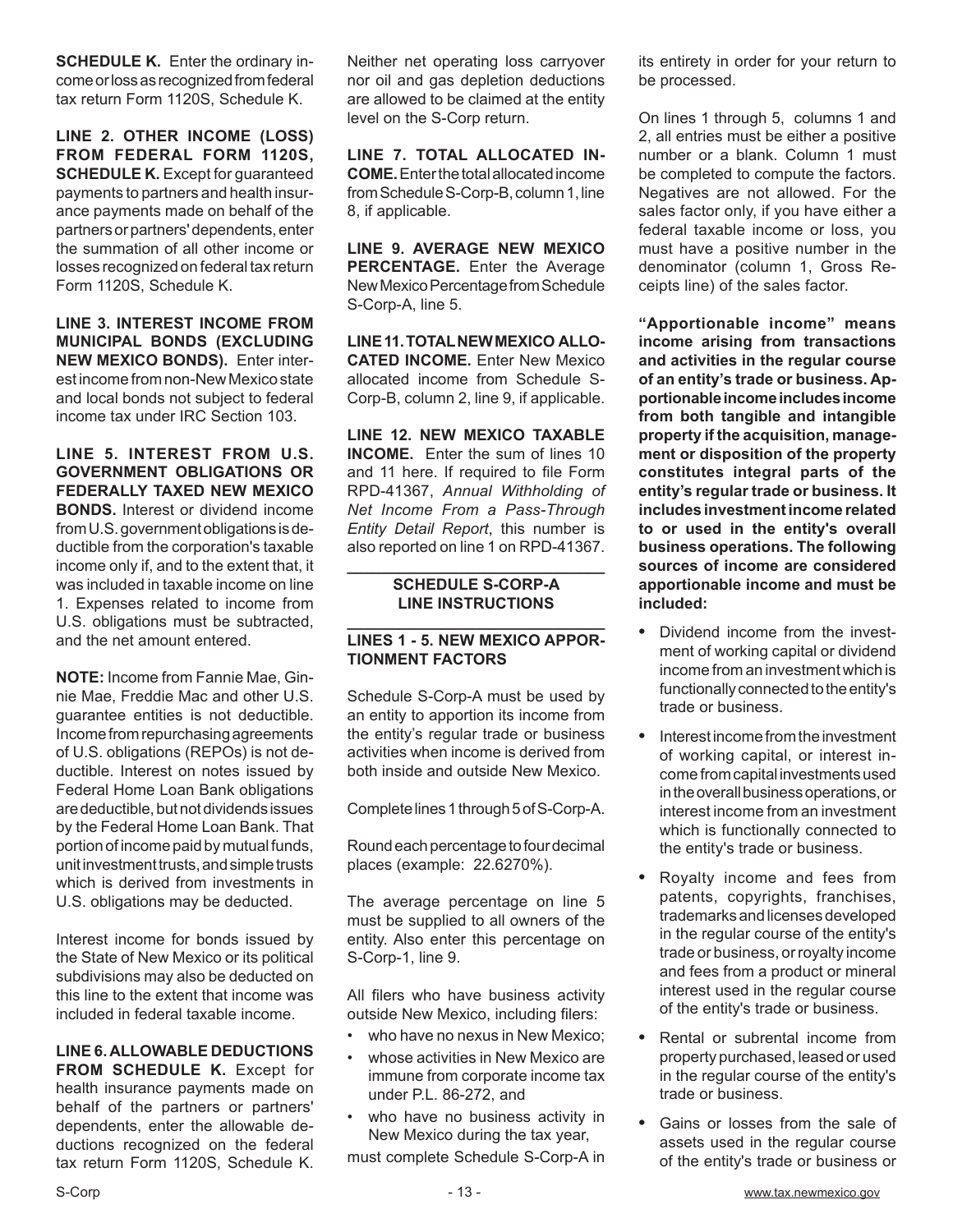**SCHEDULE K.** Enter the ordinary income or loss as recognized from federal tax return Form 1120S, Schedule K.

**LINE 2. OTHER INCOME (LOSS) FROM FEDERAL FORM 1120S, SCHEDULE K.** Except for guaranteed payments to partners and health insurance payments made on behalf of the partners or partners' dependents, enter the summation of all other income or losses recognized on federal tax return Form 1120S, Schedule K.

**LINE 3. INTEREST INCOME FROM MUNICIPAL BONDS (EXCLUDING NEW MEXICO BONDS).** Enter interest income from non-New Mexico state and local bonds not subject to federal income tax under IRC Section 103.

**LINE 5. INTEREST FROM U.S. GOVERNMENT OBLIGATIONS OR FEDERALLY TAXED NEW MEXICO BONDS.** Interest or dividend income from U.S. government obligations is deductible from the corporation's taxable income only if, and to the extent that, it was included in taxable income on line 1. Expenses related to income from U.S. obligations must be subtracted, and the net amount entered.

**NOTE:** Income from Fannie Mae, Ginnie Mae, Freddie Mac and other U.S. guarantee entities is not deductible. Income from repurchasing agreements of U.S. obligations (REPOs) is not deductible. Interest on notes issued by Federal Home Loan Bank obligations are deductible, but not dividends issues by the Federal Home Loan Bank. That portion of income paid by mutual funds, unit investment trusts, and simple trusts which is derived from investments in U.S. obligations may be deducted.

Interest income for bonds issued by the State of New Mexico or its political subdivisions may also be deducted on this line to the extent that income was included in federal taxable income.

**LINE 6. ALLOWABLE DEDUCTIONS FROM SCHEDULE K.** Except for health insurance payments made on behalf of the partners or partners' dependents, enter the allowable deductions recognized on the federal tax return Form 1120S, Schedule K. Neither net operating loss carryover nor oil and gas depletion deductions are allowed to be claimed at the entity level on the S-Corp return.

**LINE 7. TOTAL ALLOCATED INCOME.** Enter the total allocated income from Schedule S-Corp-B, column 1, line 8, if applicable.

**LINE 9. AVERAGE NEW MEXICO PERCENTAGE.** Enter the Average New Mexico Percentage from Schedule S-Corp-A, line 5.

**LINE 11. TOTAL NEW MEXICO ALLOCATED INCOME.** Enter New Mexico allocated income from Schedule S-Corp-B, column 2, line 9, if applicable.

**LINE 12. NEW MEXICO TAXABLE INCOME.** Enter the sum of lines 10 and 11 here. If required to file Form RPD-41367, *Annual Withholding of Net Income From a Pass-Through Entity Detail Report*, this number is also reported on line 1 on RPD-41367.

## SCHEDULE S-CORP-A LINE INSTRUCTIONS

**LINES 1 - 5. NEW MEXICO APPORTIONMENT FACTORS**

Schedule S-Corp-A must be used by an entity to apportion its income from the entity's regular trade or business activities when income is derived from both inside and outside New Mexico.

Complete lines 1 through 5 of S-Corp-A.

Round each percentage to four decimal places (example: 22.6270%).

The average percentage on line 5 must be supplied to all owners of the entity. Also enter this percentage on S-Corp-1, line 9.

All filers who have business activity outside New Mexico, including filers:

- who have no nexus in New Mexico;
- whose activities in New Mexico are immune from corporate income tax under P.L. 86-272, and
- who have no business activity in New Mexico during the tax year,

must complete Schedule S-Corp-A in its entirety in order for your return to be processed.

On lines 1 through 5, columns 1 and 2, all entries must be either a positive number or a blank. Column 1 must be completed to compute the factors. Negatives are not allowed. For the sales factor only, if you have either a federal taxable income or loss, you must have a positive number in the denominator (column 1, Gross Receipts line) of the sales factor.

**"Apportionable income" means income arising from transactions and activities in the regular course of an entity's trade or business. Apportionable income includes income from both tangible and intangible property if the acquisition, management or disposition of the property constitutes integral parts of the entity's regular trade or business. It includes investment income related to or used in the entity's overall business operations. The following sources of income are considered apportionable income and must be included:**

- Dividend income from the investment of working capital or dividend income from an investment which is functionally connected to the entity's trade or business.
- Interest income from the investment of working capital, or interest income from capital investments used in the overall business operations, or interest income from an investment which is functionally connected to the entity's trade or business.
- Royalty income and fees from patents, copyrights, franchises, trademarks and licenses developed in the regular course of the entity's trade or business, or royalty income and fees from a product or mineral interest used in the regular course of the entity's trade or business.
- Rental or subrental income from property purchased, leased or used in the regular course of the entity's trade or business.
- Gains or losses from the sale of assets used in the regular course of the entity's trade or business or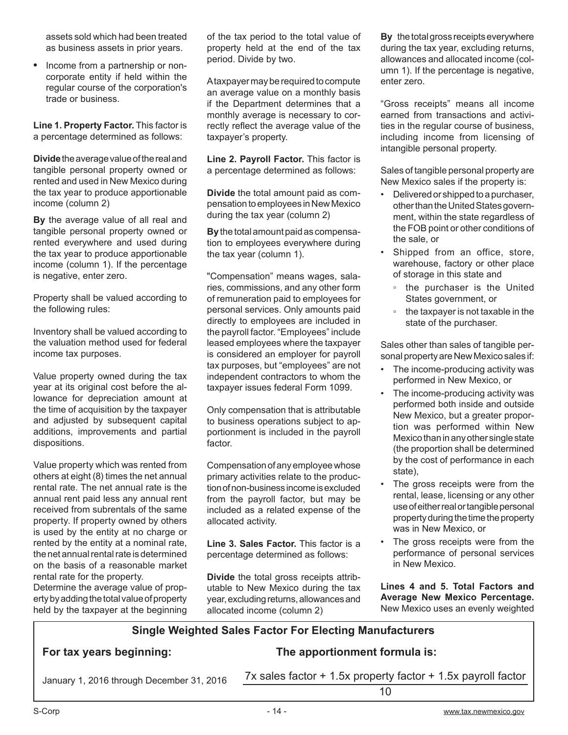assets sold which had been treated as business assets in prior years.

- Income from a partnership or non-corporate entity if held within the regular course of the corporation's trade or business.

**Line 1. Property Factor.** This factor is a percentage determined as follows:

**Divide** the average value of the real and tangible personal property owned or rented and used in New Mexico during the tax year to produce apportionable income (column 2)

**By** the average value of all real and tangible personal property owned or rented everywhere and used during the tax year to produce apportionable income (column 1). If the percentage is negative, enter zero.

Property shall be valued according to the following rules:

Inventory shall be valued according to the valuation method used for federal income tax purposes.

Value property owned during the tax year at its original cost before the allowance for depreciation amount at the time of acquisition by the taxpayer and adjusted by subsequent capital additions, improvements and partial dispositions.

Value property which was rented from others at eight (8) times the net annual rental rate. The net annual rate is the annual rent paid less any annual rent received from subrentals of the same property. If property owned by others is used by the entity at no charge or rented by the entity at a nominal rate, the net annual rental rate is determined on the basis of a reasonable market rental rate for the property.

Determine the average value of property by adding the total value of property held by the taxpayer at the beginning of the tax period to the total value of property held at the end of the tax period. Divide by two.

A taxpayer may be required to compute an average value on a monthly basis if the Department determines that a monthly average is necessary to correctly reflect the average value of the taxpayer's property.

**Line 2. Payroll Factor.** This factor is a percentage determined as follows:

**Divide** the total amount paid as compensation to employees in New Mexico during the tax year (column 2)

**By** the total amount paid as compensation to employees everywhere during the tax year (column 1).

"Compensation" means wages, salaries, commissions, and any other form of remuneration paid to employees for personal services. Only amounts paid directly to employees are included in the payroll factor. "Employees" include leased employees where the taxpayer is considered an employer for payroll tax purposes, but "employees" are not independent contractors to whom the taxpayer issues federal Form 1099.

Only compensation that is attributable to business operations subject to apportionment is included in the payroll factor.

Compensation of any employee whose primary activities relate to the production of non-business income is excluded from the payroll factor, but may be included as a related expense of the allocated activity.

**Line 3. Sales Factor.** This factor is a percentage determined as follows:

**Divide** the total gross receipts attributable to New Mexico during the tax year, excluding returns, allowances and allocated income (column 2)

**By** the total gross receipts everywhere during the tax year, excluding returns, allowances and allocated income (column 1). If the percentage is negative, enter zero.

"Gross receipts" means all income earned from transactions and activities in the regular course of business, including income from licensing of intangible personal property.

Sales of tangible personal property are New Mexico sales if the property is:

- Delivered or shipped to a purchaser, other than the United States government, within the state regardless of the FOB point or other conditions of the sale, or
- Shipped from an office, store, warehouse, factory or other place of storage in this state and
  - the purchaser is the United States government, or
  - the taxpayer is not taxable in the state of the purchaser.

Sales other than sales of tangible personal property are New Mexico sales if:

- The income-producing activity was performed in New Mexico, or
- The income-producing activity was performed both inside and outside New Mexico, but a greater proportion was performed within New Mexico than in any other single state (the proportion shall be determined by the cost of performance in each state),
- The gross receipts were from the rental, lease, licensing or any other use of either real or tangible personal property during the time the property was in New Mexico, or
- The gross receipts were from the performance of personal services in New Mexico.

**Lines 4 and 5. Total Factors and Average New Mexico Percentage.** New Mexico uses an evenly weighted

**Single Weighted Sales Factor For Electing Manufacturers**

| For tax years beginning: | The apportionment formula is: |
|---|---|
| January 1, 2016 through December 31, 2016 | $\frac{7\text{x sales factor} + 1.5\text{x property factor} + 1.5\text{x payroll factor}}{10}$ |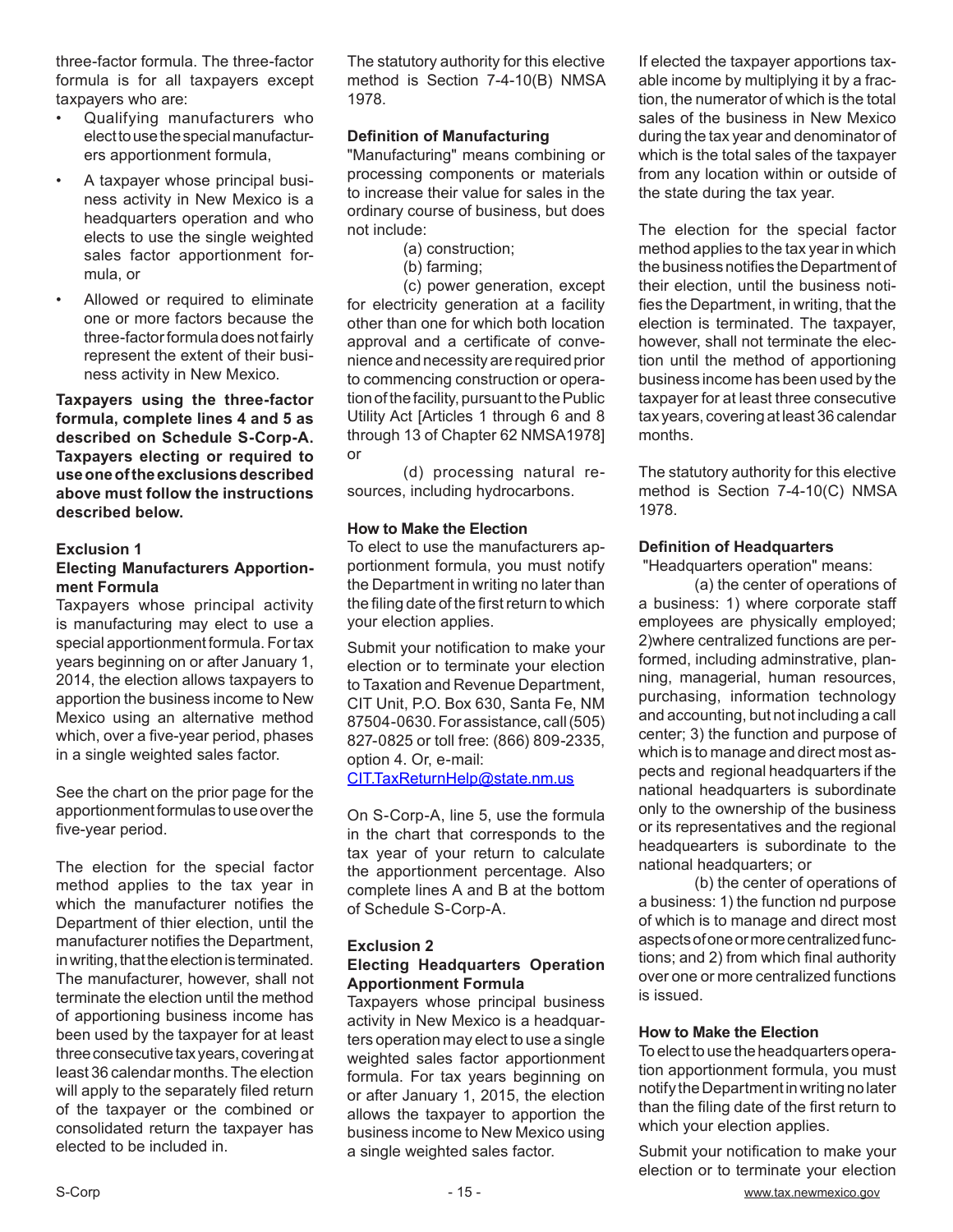three-factor formula. The three-factor formula is for all taxpayers except taxpayers who are:

- Qualifying manufacturers who elect to use the special manufacturers apportionment formula,
- A taxpayer whose principal business activity in New Mexico is a headquarters operation and who elects to use the single weighted sales factor apportionment formula, or
- Allowed or required to eliminate one or more factors because the three-factor formula does not fairly represent the extent of their business activity in New Mexico.

**Taxpayers using the three-factor formula, complete lines 4 and 5 as described on Schedule S-Corp-A. Taxpayers electing or required to use one of the exclusions described above must follow the instructions described below.**

### Exclusion 1
### Electing Manufacturers Apportionment Formula

Taxpayers whose principal activity is manufacturing may elect to use a special apportionment formula. For tax years beginning on or after January 1, 2014, the election allows taxpayers to apportion the business income to New Mexico using an alternative method which, over a five-year period, phases in a single weighted sales factor.

See the chart on the prior page for the apportionment formulas to use over the five-year period.

The election for the special factor method applies to the tax year in which the manufacturer notifies the Department of thier election, until the manufacturer notifies the Department, in writing, that the election is terminated. The manufacturer, however, shall not terminate the election until the method of apportioning business income has been used by the taxpayer for at least three consecutive tax years, covering at least 36 calendar months. The election will apply to the separately filed return of the taxpayer or the combined or consolidated return the taxpayer has elected to be included in.

The statutory authority for this elective method is Section 7-4-10(B) NMSA 1978.

**Definition of Manufacturing**

"Manufacturing" means combining or processing components or materials to increase their value for sales in the ordinary course of business, but does not include:

(a) construction;

(b) farming;

(c) power generation, except for electricity generation at a facility other than one for which both location approval and a certificate of convenience and necessity are required prior to commencing construction or operation of the facility, pursuant to the Public Utility Act [Articles 1 through 6 and 8 through 13 of Chapter 62 NMSA1978] or

(d) processing natural resources, including hydrocarbons.

**How to Make the Election**

To elect to use the manufacturers apportionment formula, you must notify the Department in writing no later than the filing date of the first return to which your election applies.

Submit your notification to make your election or to terminate your election to Taxation and Revenue Department, CIT Unit, P.O. Box 630, Santa Fe, NM 87504-0630. For assistance, call (505) 827-0825 or toll free: (866) 809-2335, option 4. Or, e-mail: CIT.TaxReturnHelp@state.nm.us

On S-Corp-A, line 5, use the formula in the chart that corresponds to the tax year of your return to calculate the apportionment percentage. Also complete lines A and B at the bottom of Schedule S-Corp-A.

### Exclusion 2
### Electing Headquarters Operation Apportionment Formula

Taxpayers whose principal business activity in New Mexico is a headquarters operation may elect to use a single weighted sales factor apportionment formula. For tax years beginning on or after January 1, 2015, the election allows the taxpayer to apportion the business income to New Mexico using a single weighted sales factor.

If elected the taxpayer apportions taxable income by multiplying it by a fraction, the numerator of which is the total sales of the business in New Mexico during the tax year and denominator of which is the total sales of the taxpayer from any location within or outside of the state during the tax year.

The election for the special factor method applies to the tax year in which the business notifies the Department of their election, until the business notifies the Department, in writing, that the election is terminated. The taxpayer, however, shall not terminate the election until the method of apportioning business income has been used by the taxpayer for at least three consecutive tax years, covering at least 36 calendar months.

The statutory authority for this elective method is Section 7-4-10(C) NMSA 1978.

**Definition of Headquarters**

"Headquarters operation" means:

(a) the center of operations of a business: 1) where corporate staff employees are physically employed; 2)where centralized functions are performed, including adminstrative, planning, managerial, human resources, purchasing, information technology and accounting, but not including a call center; 3) the function and purpose of which is to manage and direct most aspects and regional headquarters if the national headquarters is subordinate only to the ownership of the business or its representatives and the regional headquearters is subordinate to the national headquarters; or

(b) the center of operations of a business: 1) the function nd purpose of which is to manage and direct most aspects of one or more centralized functions; and 2) from which final authority over one or more centralized functions is issued.

**How to Make the Election**

To elect to use the headquarters operation apportionment formula, you must notify the Department in writing no later than the filing date of the first return to which your election applies.

Submit your notification to make your election or to terminate your election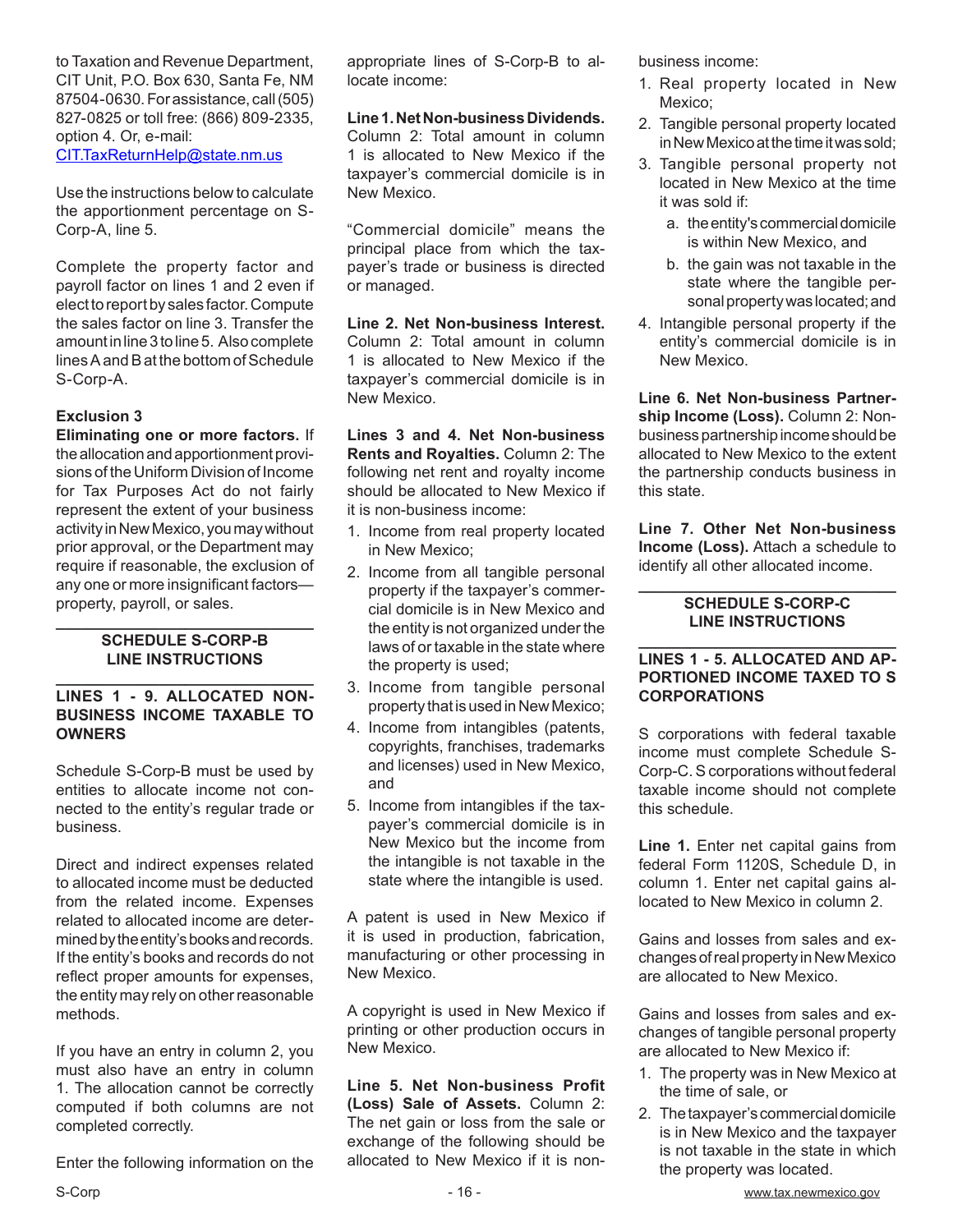to Taxation and Revenue Department, CIT Unit, P.O. Box 630, Santa Fe, NM 87504-0630. For assistance, call (505) 827-0825 or toll free: (866) 809-2335, option 4. Or, e-mail: CIT.TaxReturnHelp@state.nm.us

Use the instructions below to calculate the apportionment percentage on S-Corp-A, line 5.

Complete the property factor and payroll factor on lines 1 and 2 even if elect to report by sales factor. Compute the sales factor on line 3. Transfer the amount in line 3 to line 5. Also complete lines A and B at the bottom of Schedule S-Corp-A.

**Exclusion 3**

**Eliminating one or more factors.** If the allocation and apportionment provisions of the Uniform Division of Income for Tax Purposes Act do not fairly represent the extent of your business activity in New Mexico, you may without prior approval, or the Department may require if reasonable, the exclusion of any one or more insignificant factors—property, payroll, or sales.

## SCHEDULE S-CORP-B LINE INSTRUCTIONS

### LINES 1 - 9. ALLOCATED NON-BUSINESS INCOME TAXABLE TO OWNERS

Schedule S-Corp-B must be used by entities to allocate income not connected to the entity's regular trade or business.

Direct and indirect expenses related to allocated income must be deducted from the related income. Expenses related to allocated income are determined by the entity's books and records. If the entity's books and records do not reflect proper amounts for expenses, the entity may rely on other reasonable methods.

If you have an entry in column 2, you must also have an entry in column 1. The allocation cannot be correctly computed if both columns are not completed correctly.

Enter the following information on the appropriate lines of S-Corp-B to allocate income:

**Line 1. Net Non-business Dividends.** Column 2: Total amount in column 1 is allocated to New Mexico if the taxpayer's commercial domicile is in New Mexico.

"Commercial domicile" means the principal place from which the taxpayer's trade or business is directed or managed.

**Line 2. Net Non-business Interest.** Column 2: Total amount in column 1 is allocated to New Mexico if the taxpayer's commercial domicile is in New Mexico.

**Lines 3 and 4. Net Non-business Rents and Royalties.** Column 2: The following net rent and royalty income should be allocated to New Mexico if it is non-business income:

1. Income from real property located in New Mexico;
2. Income from all tangible personal property if the taxpayer's commercial domicile is in New Mexico and the entity is not organized under the laws of or taxable in the state where the property is used;
3. Income from tangible personal property that is used in New Mexico;
4. Income from intangibles (patents, copyrights, franchises, trademarks and licenses) used in New Mexico, and
5. Income from intangibles if the taxpayer's commercial domicile is in New Mexico but the income from the intangible is not taxable in the state where the intangible is used.

A patent is used in New Mexico if it is used in production, fabrication, manufacturing or other processing in New Mexico.

A copyright is used in New Mexico if printing or other production occurs in New Mexico.

**Line 5. Net Non-business Profit (Loss) Sale of Assets.** Column 2: The net gain or loss from the sale or exchange of the following should be allocated to New Mexico if it is non-business income:

1. Real property located in New Mexico;
2. Tangible personal property located in New Mexico at the time it was sold;
3. Tangible personal property not located in New Mexico at the time it was sold if:
   a. the entity's commercial domicile is within New Mexico, and
   b. the gain was not taxable in the state where the tangible personal property was located; and
4. Intangible personal property if the entity's commercial domicile is in New Mexico.

**Line 6. Net Non-business Partnership Income (Loss).** Column 2: Non-business partnership income should be allocated to New Mexico to the extent the partnership conducts business in this state.

**Line 7. Other Net Non-business Income (Loss).** Attach a schedule to identify all other allocated income.

## SCHEDULE S-CORP-C LINE INSTRUCTIONS

### LINES 1 - 5. ALLOCATED AND APPORTIONED INCOME TAXED TO S CORPORATIONS

S corporations with federal taxable income must complete Schedule S-Corp-C. S corporations without federal taxable income should not complete this schedule.

**Line 1.** Enter net capital gains from federal Form 1120S, Schedule D, in column 1. Enter net capital gains allocated to New Mexico in column 2.

Gains and losses from sales and exchanges of real property in New Mexico are allocated to New Mexico.

Gains and losses from sales and exchanges of tangible personal property are allocated to New Mexico if:

1. The property was in New Mexico at the time of sale, or
2. The taxpayer's commercial domicile is in New Mexico and the taxpayer is not taxable in the state in which the property was located.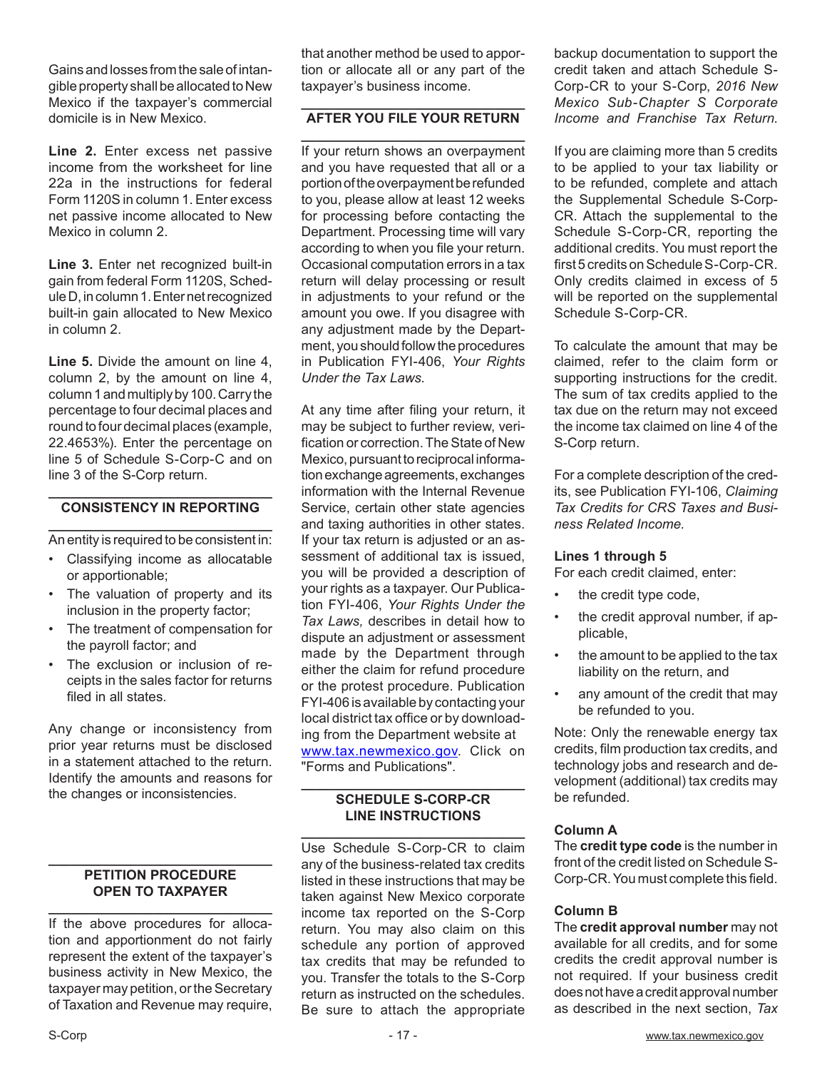Gains and losses from the sale of intangible property shall be allocated to New Mexico if the taxpayer's commercial domicile is in New Mexico.

**Line 2.** Enter excess net passive income from the worksheet for line 22a in the instructions for federal Form 1120S in column 1. Enter excess net passive income allocated to New Mexico in column 2.

**Line 3.** Enter net recognized built-in gain from federal Form 1120S, Schedule D, in column 1. Enter net recognized built-in gain allocated to New Mexico in column 2.

**Line 5.** Divide the amount on line 4, column 2, by the amount on line 4, column 1 and multiply by 100. Carry the percentage to four decimal places and round to four decimal places (example, 22.4653%). Enter the percentage on line 5 of Schedule S-Corp-C and on line 3 of the S-Corp return.

## CONSISTENCY IN REPORTING

An entity is required to be consistent in:

- Classifying income as allocatable or apportionable;
- The valuation of property and its inclusion in the property factor;
- The treatment of compensation for the payroll factor; and
- The exclusion or inclusion of receipts in the sales factor for returns filed in all states.

Any change or inconsistency from prior year returns must be disclosed in a statement attached to the return. Identify the amounts and reasons for the changes or inconsistencies.

## PETITION PROCEDURE OPEN TO TAXPAYER

If the above procedures for allocation and apportionment do not fairly represent the extent of the taxpayer's business activity in New Mexico, the taxpayer may petition, or the Secretary of Taxation and Revenue may require, that another method be used to apportion or allocate all or any part of the taxpayer's business income.

## AFTER YOU FILE YOUR RETURN

If your return shows an overpayment and you have requested that all or a portion of the overpayment be refunded to you, please allow at least 12 weeks for processing before contacting the Department. Processing time will vary according to when you file your return. Occasional computation errors in a tax return will delay processing or result in adjustments to your refund or the amount you owe. If you disagree with any adjustment made by the Department, you should follow the procedures in Publication FYI-406, *Your Rights Under the Tax Laws*.

At any time after filing your return, it may be subject to further review, verification or correction. The State of New Mexico, pursuant to reciprocal information exchange agreements, exchanges information with the Internal Revenue Service, certain other state agencies and taxing authorities in other states. If your tax return is adjusted or an assessment of additional tax is issued, you will be provided a description of your rights as a taxpayer. Our Publication FYI-406, *Your Rights Under the Tax Laws,* describes in detail how to dispute an adjustment or assessment made by the Department through either the claim for refund procedure or the protest procedure. Publication FYI-406 is available by contacting your local district tax office or by downloading from the Department website at www.tax.newmexico.gov. Click on "Forms and Publications".

## SCHEDULE S-CORP-CR LINE INSTRUCTIONS

Use Schedule S-Corp-CR to claim any of the business-related tax credits listed in these instructions that may be taken against New Mexico corporate income tax reported on the S-Corp return. You may also claim on this schedule any portion of approved tax credits that may be refunded to you. Transfer the totals to the S-Corp return as instructed on the schedules. Be sure to attach the appropriate backup documentation to support the credit taken and attach Schedule S-Corp-CR to your S-Corp, *2016 New Mexico Sub-Chapter S Corporate Income and Franchise Tax Return.*

If you are claiming more than 5 credits to be applied to your tax liability or to be refunded, complete and attach the Supplemental Schedule S-Corp-CR. Attach the supplemental to the Schedule S-Corp-CR, reporting the additional credits. You must report the first 5 credits on Schedule S-Corp-CR. Only credits claimed in excess of 5 will be reported on the supplemental Schedule S-Corp-CR.

To calculate the amount that may be claimed, refer to the claim form or supporting instructions for the credit. The sum of tax credits applied to the tax due on the return may not exceed the income tax claimed on line 4 of the S-Corp return.

For a complete description of the credits, see Publication FYI-106, *Claiming Tax Credits for CRS Taxes and Business Related Income.*

### Lines 1 through 5

For each credit claimed, enter:

- the credit type code,
- the credit approval number, if applicable,
- the amount to be applied to the tax liability on the return, and
- any amount of the credit that may be refunded to you.

Note: Only the renewable energy tax credits, film production tax credits, and technology jobs and research and development (additional) tax credits may be refunded.

### Column A

The **credit type code** is the number in front of the credit listed on Schedule S-Corp-CR. You must complete this field.

### Column B

The **credit approval number** may not available for all credits, and for some credits the credit approval number is not required. If your business credit does not have a credit approval number as described in the next section, *Tax*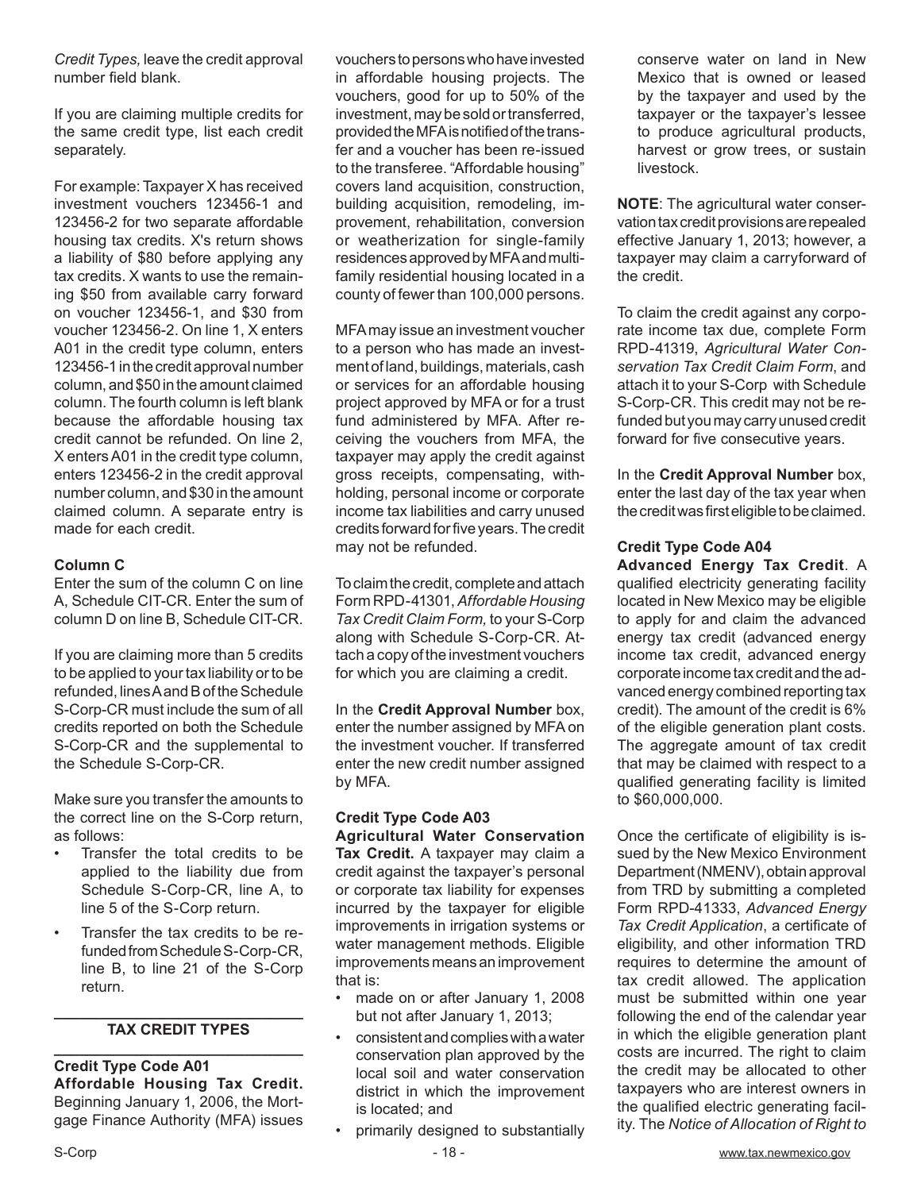*Credit Types,* leave the credit approval number field blank.

If you are claiming multiple credits for the same credit type, list each credit separately.

For example: Taxpayer X has received investment vouchers 123456-1 and 123456-2 for two separate affordable housing tax credits. X's return shows a liability of $80 before applying any tax credits. X wants to use the remaining $50 from available carry forward on voucher 123456-1, and $30 from voucher 123456-2. On line 1, X enters A01 in the credit type column, enters 123456-1 in the credit approval number column, and $50 in the amount claimed column. The fourth column is left blank because the affordable housing tax credit cannot be refunded. On line 2, X enters A01 in the credit type column, enters 123456-2 in the credit approval number column, and $30 in the amount claimed column. A separate entry is made for each credit.

**Column C**

Enter the sum of the column C on line A, Schedule CIT-CR. Enter the sum of column D on line B, Schedule CIT-CR.

If you are claiming more than 5 credits to be applied to your tax liability or to be refunded, lines A and B of the Schedule S-Corp-CR must include the sum of all credits reported on both the Schedule S-Corp-CR and the supplemental to the Schedule S-Corp-CR.

Make sure you transfer the amounts to the correct line on the S-Corp return, as follows:

- Transfer the total credits to be applied to the liability due from Schedule S-Corp-CR, line A, to line 5 of the S-Corp return.
- Transfer the tax credits to be refunded from Schedule S-Corp-CR, line B, to line 21 of the S-Corp return.

## TAX CREDIT TYPES

**Credit Type Code A01**

**Affordable Housing Tax Credit.** Beginning January 1, 2006, the Mortgage Finance Authority (MFA) issues vouchers to persons who have invested in affordable housing projects. The vouchers, good for up to 50% of the investment, may be sold or transferred, provided the MFA is notified of the transfer and a voucher has been re-issued to the transferee. "Affordable housing" covers land acquisition, construction, building acquisition, remodeling, improvement, rehabilitation, conversion or weatherization for single-family residences approved by MFA and multi-family residential housing located in a county of fewer than 100,000 persons.

MFA may issue an investment voucher to a person who has made an investment of land, buildings, materials, cash or services for an affordable housing project approved by MFA or for a trust fund administered by MFA. After receiving the vouchers from MFA, the taxpayer may apply the credit against gross receipts, compensating, withholding, personal income or corporate income tax liabilities and carry unused credits forward for five years. The credit may not be refunded.

To claim the credit, complete and attach Form RPD-41301, *Affordable Housing Tax Credit Claim Form,* to your S-Corp along with Schedule S-Corp-CR. Attach a copy of the investment vouchers for which you are claiming a credit.

In the **Credit Approval Number** box, enter the number assigned by MFA on the investment voucher. If transferred enter the new credit number assigned by MFA.

**Credit Type Code A03**

**Agricultural Water Conservation Tax Credit.** A taxpayer may claim a credit against the taxpayer's personal or corporate tax liability for expenses incurred by the taxpayer for eligible improvements in irrigation systems or water management methods. Eligible improvements means an improvement that is:

- made on or after January 1, 2008 but not after January 1, 2013;
- consistent and complies with a water conservation plan approved by the local soil and water conservation district in which the improvement is located; and
- primarily designed to substantially conserve water on land in New Mexico that is owned or leased by the taxpayer or the taxpayer's lessee to produce agricultural products, harvest or grow trees, or sustain livestock.

**NOTE**: The agricultural water conservation tax credit provisions are repealed effective January 1, 2013; however, a taxpayer may claim a carryforward of the credit.

To claim the credit against any corporate income tax due, complete Form RPD-41319, *Agricultural Water Conservation Tax Credit Claim Form*, and attach it to your S-Corp with Schedule S-Corp-CR. This credit may not be refunded but you may carry unused credit forward for five consecutive years.

In the **Credit Approval Number** box, enter the last day of the tax year when the credit was first eligible to be claimed.

**Credit Type Code A04**

**Advanced Energy Tax Credit**. A qualified electricity generating facility located in New Mexico may be eligible to apply for and claim the advanced energy tax credit (advanced energy income tax credit, advanced energy corporate income tax credit and the advanced energy combined reporting tax credit). The amount of the credit is 6% of the eligible generation plant costs. The aggregate amount of tax credit that may be claimed with respect to a qualified generating facility is limited to $60,000,000.

Once the certificate of eligibility is issued by the New Mexico Environment Department (NMENV), obtain approval from TRD by submitting a completed Form RPD-41333, *Advanced Energy Tax Credit Application*, a certificate of eligibility, and other information TRD requires to determine the amount of tax credit allowed. The application must be submitted within one year following the end of the calendar year in which the eligible generation plant costs are incurred. The right to claim the credit may be allocated to other taxpayers who are interest owners in the qualified electric generating facility. The *Notice of Allocation of Right to*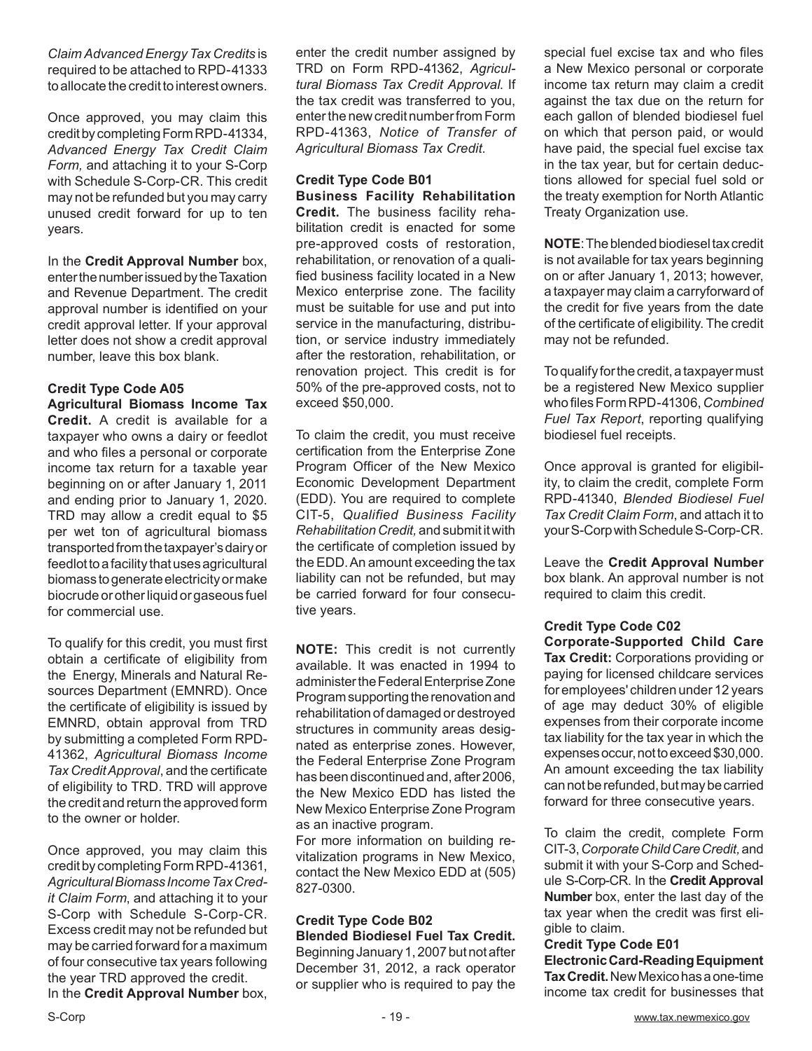*Claim Advanced Energy Tax Credits* is required to be attached to RPD-41333 to allocate the credit to interest owners.

Once approved, you may claim this credit by completing Form RPD-41334, *Advanced Energy Tax Credit Claim Form,* and attaching it to your S-Corp with Schedule S-Corp-CR. This credit may not be refunded but you may carry unused credit forward for up to ten years.

In the **Credit Approval Number** box, enter the number issued by the Taxation and Revenue Department. The credit approval number is identified on your credit approval letter. If your approval letter does not show a credit approval number, leave this box blank.

**Credit Type Code A05**

**Agricultural Biomass Income Tax Credit.** A credit is available for a taxpayer who owns a dairy or feedlot and who files a personal or corporate income tax return for a taxable year beginning on or after January 1, 2011 and ending prior to January 1, 2020. TRD may allow a credit equal to $5 per wet ton of agricultural biomass transported from the taxpayer's dairy or feedlot to a facility that uses agricultural biomass to generate electricity or make biocrude or other liquid or gaseous fuel for commercial use.

To qualify for this credit, you must first obtain a certificate of eligibility from the Energy, Minerals and Natural Resources Department (EMNRD). Once the certificate of eligibility is issued by EMNRD, obtain approval from TRD by submitting a completed Form RPD-41362, *Agricultural Biomass Income Tax Credit Approval*, and the certificate of eligibility to TRD. TRD will approve the credit and return the approved form to the owner or holder.

Once approved, you may claim this credit by completing Form RPD-41361, *Agricultural Biomass Income Tax Credit Claim Form*, and attaching it to your S-Corp with Schedule S-Corp-CR. Excess credit may not be refunded but may be carried forward for a maximum of four consecutive tax years following the year TRD approved the credit.
In the **Credit Approval Number** box, enter the credit number assigned by TRD on Form RPD-41362, *Agricultural Biomass Tax Credit Approval*. If the tax credit was transferred to you, enter the new credit number from Form RPD-41363, *Notice of Transfer of Agricultural Biomass Tax Credit*.

**Credit Type Code B01**

**Business Facility Rehabilitation Credit.** The business facility rehabilitation credit is enacted for some pre-approved costs of restoration, rehabilitation, or renovation of a qualified business facility located in a New Mexico enterprise zone. The facility must be suitable for use and put into service in the manufacturing, distribution, or service industry immediately after the restoration, rehabilitation, or renovation project. This credit is for 50% of the pre-approved costs, not to exceed $50,000.

To claim the credit, you must receive certification from the Enterprise Zone Program Officer of the New Mexico Economic Development Department (EDD). You are required to complete CIT-5, *Qualified Business Facility Rehabilitation Credit,* and submit it with the certificate of completion issued by the EDD. An amount exceeding the tax liability can not be refunded, but may be carried forward for four consecutive years.

**NOTE:** This credit is not currently available. It was enacted in 1994 to administer the Federal Enterprise Zone Program supporting the renovation and rehabilitation of damaged or destroyed structures in community areas designated as enterprise zones. However, the Federal Enterprise Zone Program has been discontinued and, after 2006, the New Mexico EDD has listed the New Mexico Enterprise Zone Program as an inactive program.
For more information on building revitalization programs in New Mexico, contact the New Mexico EDD at (505) 827-0300.

**Credit Type Code B02**

**Blended Biodiesel Fuel Tax Credit.** Beginning January 1, 2007 but not after December 31, 2012, a rack operator or supplier who is required to pay the special fuel excise tax and who files a New Mexico personal or corporate income tax return may claim a credit against the tax due on the return for each gallon of blended biodiesel fuel on which that person paid, or would have paid, the special fuel excise tax in the tax year, but for certain deductions allowed for special fuel sold or the treaty exemption for North Atlantic Treaty Organization use.

**NOTE**: The blended biodiesel tax credit is not available for tax years beginning on or after January 1, 2013; however, a taxpayer may claim a carryforward of the credit for five years from the date of the certificate of eligibility. The credit may not be refunded.

To qualify for the credit, a taxpayer must be a registered New Mexico supplier who files Form RPD-41306, *Combined Fuel Tax Report*, reporting qualifying biodiesel fuel receipts.

Once approval is granted for eligibility, to claim the credit, complete Form RPD-41340, *Blended Biodiesel Fuel Tax Credit Claim Form*, and attach it to your S-Corp with Schedule S-Corp-CR.

Leave the **Credit Approval Number** box blank. An approval number is not required to claim this credit.

**Credit Type Code C02**

**Corporate-Supported Child Care Tax Credit:** Corporations providing or paying for licensed childcare services for employees' children under 12 years of age may deduct 30% of eligible expenses from their corporate income tax liability for the tax year in which the expenses occur, not to exceed $30,000. An amount exceeding the tax liability can not be refunded, but may be carried forward for three consecutive years.

To claim the credit, complete Form CIT-3, *Corporate Child Care Credit,* and submit it with your S-Corp and Schedule S-Corp-CR. In the **Credit Approval Number** box, enter the last day of the tax year when the credit was first eligible to claim.

**Credit Type Code E01**

**Electronic Card-Reading Equipment Tax Credit.** New Mexico has a one-time income tax credit for businesses that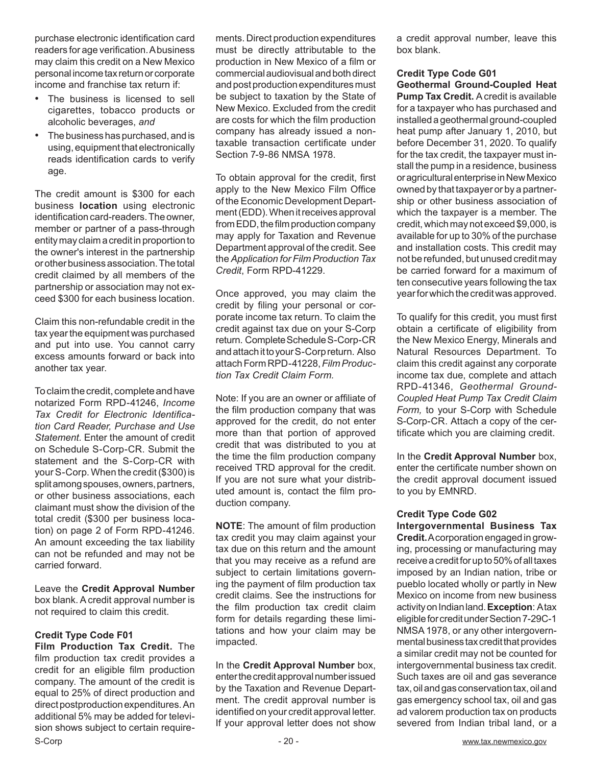purchase electronic identification card readers for age verification. A business may claim this credit on a New Mexico personal income tax return or corporate income and franchise tax return if:

- The business is licensed to sell cigarettes, tobacco products or alcoholic beverages, *and*
- The business has purchased, and is using, equipment that electronically reads identification cards to verify age.

The credit amount is $300 for each business **location** using electronic identification card-readers. The owner, member or partner of a pass-through entity may claim a credit in proportion to the owner's interest in the partnership or other business association. The total credit claimed by all members of the partnership or association may not exceed $300 for each business location.

Claim this non-refundable credit in the tax year the equipment was purchased and put into use. You cannot carry excess amounts forward or back into another tax year.

To claim the credit, complete and have notarized Form RPD-41246, *Income Tax Credit for Electronic Identification Card Reader, Purchase and Use Statement.* Enter the amount of credit on Schedule S-Corp-CR. Submit the statement and the S-Corp-CR with your S-Corp. When the credit ($300) is split among spouses, owners, partners, or other business associations, each claimant must show the division of the total credit ($300 per business location) on page 2 of Form RPD-41246. An amount exceeding the tax liability can not be refunded and may not be carried forward.

Leave the **Credit Approval Number** box blank. A credit approval number is not required to claim this credit.

**Credit Type Code F01**

**Film Production Tax Credit.** The film production tax credit provides a credit for an eligible film production company. The amount of the credit is equal to 25% of direct production and direct postproduction expenditures. An additional 5% may be added for television shows subject to certain requirements. Direct production expenditures must be directly attributable to the production in New Mexico of a film or commercial audiovisual and both direct and post production expenditures must be subject to taxation by the State of New Mexico. Excluded from the credit are costs for which the film production company has already issued a nontaxable transaction certificate under Section 7-9-86 NMSA 1978.

To obtain approval for the credit, first apply to the New Mexico Film Office of the Economic Development Department (EDD). When it receives approval from EDD, the film production company may apply for Taxation and Revenue Department approval of the credit. See the *Application for Film Production Tax Credit*, Form RPD-41229.

Once approved, you may claim the credit by filing your personal or corporate income tax return. To claim the credit against tax due on your S-Corp return. Complete Schedule S-Corp-CR and attach it to your S-Corp return. Also attach Form RPD-41228, *Film Production Tax Credit Claim Form.*

Note: If you are an owner or affiliate of the film production company that was approved for the credit, do not enter more than that portion of approved credit that was distributed to you at the time the film production company received TRD approval for the credit. If you are not sure what your distributed amount is, contact the film production company.

**NOTE**: The amount of film production tax credit you may claim against your tax due on this return and the amount that you may receive as a refund are subject to certain limitations governing the payment of film production tax credit claims. See the instructions for the film production tax credit claim form for details regarding these limitations and how your claim may be impacted.

In the **Credit Approval Number** box, enter the credit approval number issued by the Taxation and Revenue Department. The credit approval number is identified on your credit approval letter. If your approval letter does not show a credit approval number, leave this box blank.

**Credit Type Code G01**

**Geothermal Ground-Coupled Heat Pump Tax Credit.** A credit is available for a taxpayer who has purchased and installed a geothermal ground-coupled heat pump after January 1, 2010, but before December 31, 2020. To qualify for the tax credit, the taxpayer must install the pump in a residence, business or agricultural enterprise in New Mexico owned by that taxpayer or by a partnership or other business association of which the taxpayer is a member. The credit, which may not exceed $9,000, is available for up to 30% of the purchase and installation costs. This credit may not be refunded, but unused credit may be carried forward for a maximum of ten consecutive years following the tax year for which the credit was approved.

To qualify for this credit, you must first obtain a certificate of eligibility from the New Mexico Energy, Minerals and Natural Resources Department. To claim this credit against any corporate income tax due, complete and attach RPD-41346, *Geothermal Ground-Coupled Heat Pump Tax Credit Claim Form,* to your S-Corp with Schedule S-Corp-CR. Attach a copy of the certificate which you are claiming credit.

In the **Credit Approval Number** box, enter the certificate number shown on the credit approval document issued to you by EMNRD.

**Credit Type Code G02**

**Intergovernmental Business Tax Credit.** A corporation engaged in growing, processing or manufacturing may receive a credit for up to 50% of all taxes imposed by an Indian nation, tribe or pueblo located wholly or partly in New Mexico on income from new business activity on Indian land. **Exception**: A tax eligible for credit under Section 7-29C-1 NMSA 1978, or any other intergovernmental business tax credit that provides a similar credit may not be counted for intergovernmental business tax credit. Such taxes are oil and gas severance tax, oil and gas conservation tax, oil and gas emergency school tax, oil and gas ad valorem production tax on products severed from Indian tribal land, or a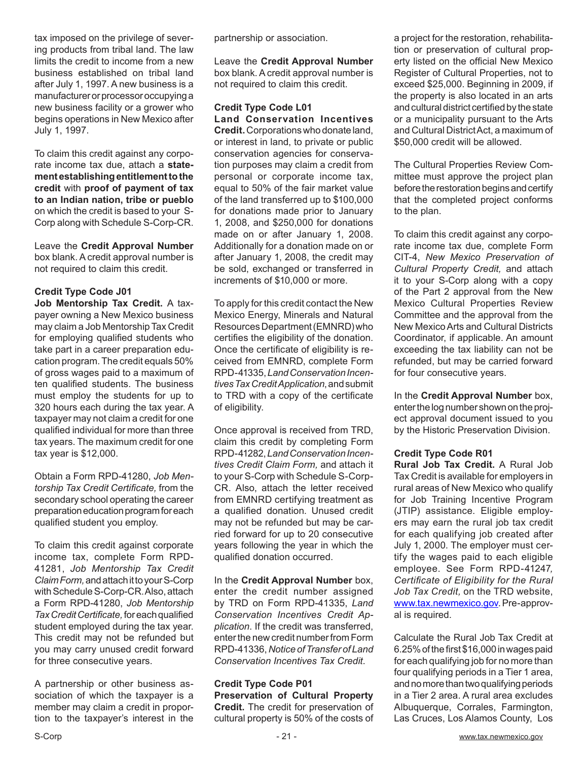tax imposed on the privilege of severing products from tribal land. The law limits the credit to income from a new business established on tribal land after July 1, 1997. A new business is a manufacturer or processor occupying a new business facility or a grower who begins operations in New Mexico after July 1, 1997.

To claim this credit against any corporate income tax due, attach a **statement establishing entitlement to the credit** with **proof of payment of tax to an Indian nation, tribe or pueblo** on which the credit is based to your S-Corp along with Schedule S-Corp-CR.

Leave the **Credit Approval Number** box blank. A credit approval number is not required to claim this credit.

**Credit Type Code J01**

**Job Mentorship Tax Credit.** A taxpayer owning a New Mexico business may claim a Job Mentorship Tax Credit for employing qualified students who take part in a career preparation education program. The credit equals 50% of gross wages paid to a maximum of ten qualified students. The business must employ the students for up to 320 hours each during the tax year. A taxpayer may not claim a credit for one qualified individual for more than three tax years. The maximum credit for one tax year is $12,000.

Obtain a Form RPD-41280, *Job Mentorship Tax Credit Certificate,* from the secondary school operating the career preparation education program for each qualified student you employ.

To claim this credit against corporate income tax, complete Form RPD-41281, *Job Mentorship Tax Credit Claim Form,* and attach it to your S-Corp with Schedule S-Corp-CR. Also, attach a Form RPD-41280, *Job Mentorship Tax Credit Certificate,* for each qualified student employed during the tax year. This credit may not be refunded but you may carry unused credit forward for three consecutive years.

A partnership or other business association of which the taxpayer is a member may claim a credit in proportion to the taxpayer's interest in the partnership or association.

Leave the **Credit Approval Number** box blank. A credit approval number is not required to claim this credit.

**Credit Type Code L01**

**Land Conservation Incentives Credit.** Corporations who donate land, or interest in land, to private or public conservation agencies for conservation purposes may claim a credit from personal or corporate income tax, equal to 50% of the fair market value of the land transferred up to $100,000 for donations made prior to January 1, 2008, and $250,000 for donations made on or after January 1, 2008. Additionally for a donation made on or after January 1, 2008, the credit may be sold, exchanged or transferred in increments of $10,000 or more.

To apply for this credit contact the New Mexico Energy, Minerals and Natural Resources Department (EMNRD) who certifies the eligibility of the donation. Once the certificate of eligibility is received from EMNRD, complete Form RPD-41335, *Land Conservation Incentives Tax Credit Application*, and submit to TRD with a copy of the certificate of eligibility.

Once approval is received from TRD, claim this credit by completing Form RPD-41282, *Land Conservation Incentives Credit Claim Form,* and attach it to your S-Corp with Schedule S-Corp-CR. Also, attach the letter received from EMNRD certifying treatment as a qualified donation. Unused credit may not be refunded but may be carried forward for up to 20 consecutive years following the year in which the qualified donation occurred.

In the **Credit Approval Number** box, enter the credit number assigned by TRD on Form RPD-41335, *Land Conservation Incentives Credit Application*. If the credit was transferred, enter the new credit number from Form RPD-41336, *Notice of Transfer of Land Conservation Incentives Tax Credit*.

**Credit Type Code P01**

**Preservation of Cultural Property Credit.** The credit for preservation of cultural property is 50% of the costs of a project for the restoration, rehabilitation or preservation of cultural property listed on the official New Mexico Register of Cultural Properties, not to exceed $25,000. Beginning in 2009, if the property is also located in an arts and cultural district certified by the state or a municipality pursuant to the Arts and Cultural District Act, a maximum of $50,000 credit will be allowed.

The Cultural Properties Review Committee must approve the project plan before the restoration begins and certify that the completed project conforms to the plan.

To claim this credit against any corporate income tax due, complete Form CIT-4, *New Mexico Preservation of Cultural Property Credit,* and attach it to your S-Corp along with a copy of the Part 2 approval from the New Mexico Cultural Properties Review Committee and the approval from the New Mexico Arts and Cultural Districts Coordinator, if applicable. An amount exceeding the tax liability can not be refunded, but may be carried forward for four consecutive years.

In the **Credit Approval Number** box, enter the log number shown on the project approval document issued to you by the Historic Preservation Division.

**Credit Type Code R01**

**Rural Job Tax Credit.** A Rural Job Tax Credit is available for employers in rural areas of New Mexico who qualify for Job Training Incentive Program (JTIP) assistance. Eligible employers may earn the rural job tax credit for each qualifying job created after July 1, 2000. The employer must certify the wages paid to each eligible employee. See Form RPD-41247*, Certificate of Eligibility for the Rural Job Tax Credit,* on the TRD website, www.tax.newmexico.gov. Pre-approval is required.

Calculate the Rural Job Tax Credit at 6.25% of the first $16,000 in wages paid for each qualifying job for no more than four qualifying periods in a Tier 1 area, and no more than two qualifying periods in a Tier 2 area. A rural area excludes Albuquerque, Corrales, Farmington, Las Cruces, Los Alamos County, Los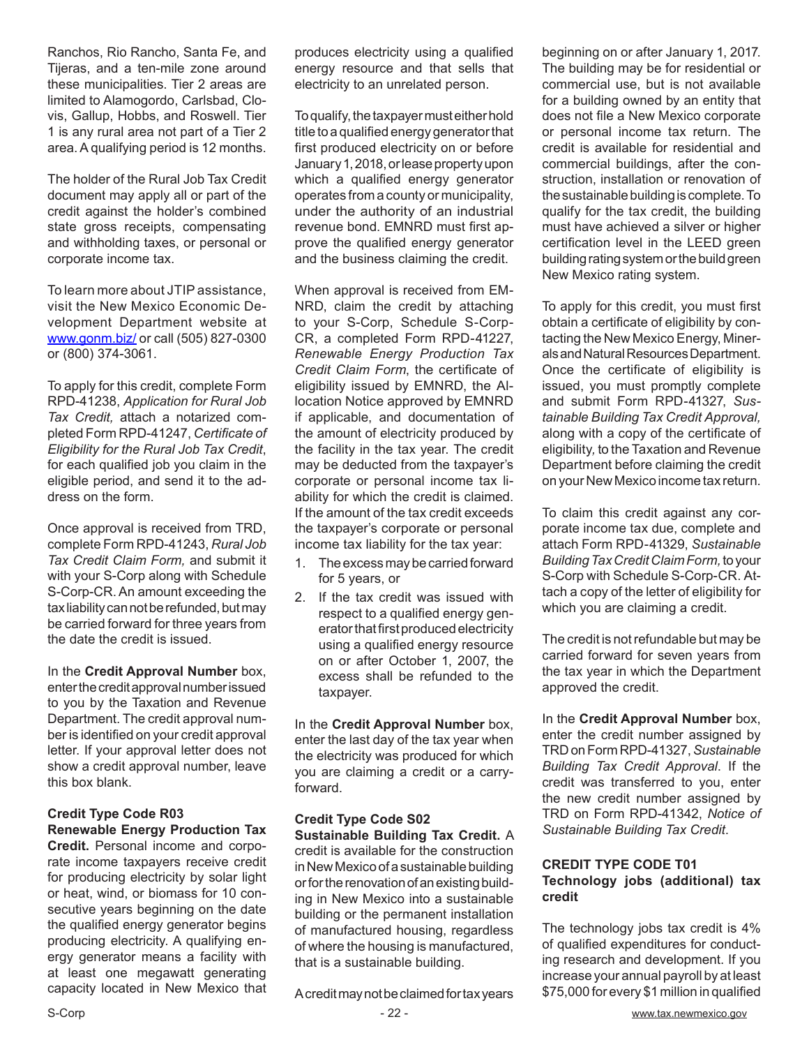Ranchos, Rio Rancho, Santa Fe, and Tijeras, and a ten-mile zone around these municipalities. Tier 2 areas are limited to Alamogordo, Carlsbad, Clovis, Gallup, Hobbs, and Roswell. Tier 1 is any rural area not part of a Tier 2 area. A qualifying period is 12 months.

The holder of the Rural Job Tax Credit document may apply all or part of the credit against the holder's combined state gross receipts, compensating and withholding taxes, or personal or corporate income tax.

To learn more about JTIP assistance, visit the New Mexico Economic Development Department website at www.gonm.biz/ or call (505) 827-0300 or (800) 374-3061.

To apply for this credit, complete Form RPD-41238, *Application for Rural Job Tax Credit,* attach a notarized completed Form RPD-41247, *Certificate of Eligibility for the Rural Job Tax Credit*, for each qualified job you claim in the eligible period, and send it to the address on the form.

Once approval is received from TRD, complete Form RPD-41243, *Rural Job Tax Credit Claim Form,* and submit it with your S-Corp along with Schedule S-Corp-CR. An amount exceeding the tax liability can not be refunded, but may be carried forward for three years from the date the credit is issued.

In the **Credit Approval Number** box, enter the credit approval number issued to you by the Taxation and Revenue Department. The credit approval number is identified on your credit approval letter. If your approval letter does not show a credit approval number, leave this box blank.

**Credit Type Code R03**

**Renewable Energy Production Tax Credit.** Personal income and corporate income taxpayers receive credit for producing electricity by solar light or heat, wind, or biomass for 10 consecutive years beginning on the date the qualified energy generator begins producing electricity. A qualifying energy generator means a facility with at least one megawatt generating capacity located in New Mexico that produces electricity using a qualified energy resource and that sells that electricity to an unrelated person.

To qualify, the taxpayer must either hold title to a qualified energy generator that first produced electricity on or before January 1, 2018, or lease property upon which a qualified energy generator operates from a county or municipality, under the authority of an industrial revenue bond. EMNRD must first approve the qualified energy generator and the business claiming the credit.

When approval is received from EMNRD, claim the credit by attaching to your S-Corp, Schedule S-Corp-CR, a completed Form RPD-41227, *Renewable Energy Production Tax Credit Claim Form*, the certificate of eligibility issued by EMNRD, the Allocation Notice approved by EMNRD if applicable, and documentation of the amount of electricity produced by the facility in the tax year. The credit may be deducted from the taxpayer's corporate or personal income tax liability for which the credit is claimed. If the amount of the tax credit exceeds the taxpayer's corporate or personal income tax liability for the tax year:

1. The excess may be carried forward for 5 years, or
2. If the tax credit was issued with respect to a qualified energy generator that first produced electricity using a qualified energy resource on or after October 1, 2007, the excess shall be refunded to the taxpayer.

In the **Credit Approval Number** box, enter the last day of the tax year when the electricity was produced for which you are claiming a credit or a carryforward.

**Credit Type Code S02**

**Sustainable Building Tax Credit.** A credit is available for the construction in New Mexico of a sustainable building or for the renovation of an existing building in New Mexico into a sustainable building or the permanent installation of manufactured housing, regardless of where the housing is manufactured, that is a sustainable building.

A credit may not be claimed for tax years beginning on or after January 1, 2017. The building may be for residential or commercial use, but is not available for a building owned by an entity that does not file a New Mexico corporate or personal income tax return. The credit is available for residential and commercial buildings, after the construction, installation or renovation of the sustainable building is complete. To qualify for the tax credit, the building must have achieved a silver or higher certification level in the LEED green building rating system or the build green New Mexico rating system.

To apply for this credit, you must first obtain a certificate of eligibility by contacting the New Mexico Energy, Minerals and Natural Resources Department. Once the certificate of eligibility is issued, you must promptly complete and submit Form RPD-41327, *Sustainable Building Tax Credit Approval,* along with a copy of the certificate of eligibility, to the Taxation and Revenue Department before claiming the credit on your New Mexico income tax return.

To claim this credit against any corporate income tax due, complete and attach Form RPD-41329, *Sustainable Building Tax Credit Claim Form,* to your S-Corp with Schedule S-Corp-CR. Attach a copy of the letter of eligibility for which you are claiming a credit.

The credit is not refundable but may be carried forward for seven years from the tax year in which the Department approved the credit.

In the **Credit Approval Number** box, enter the credit number assigned by TRD on Form RPD-41327, *Sustainable Building Tax Credit Approval*. If the credit was transferred to you, enter the new credit number assigned by TRD on Form RPD-41342, *Notice of Sustainable Building Tax Credit*.

**CREDIT TYPE CODE T01**
**Technology jobs (additional) tax credit**

The technology jobs tax credit is 4% of qualified expenditures for conducting research and development. If you increase your annual payroll by at least $75,000 for every $1 million in qualified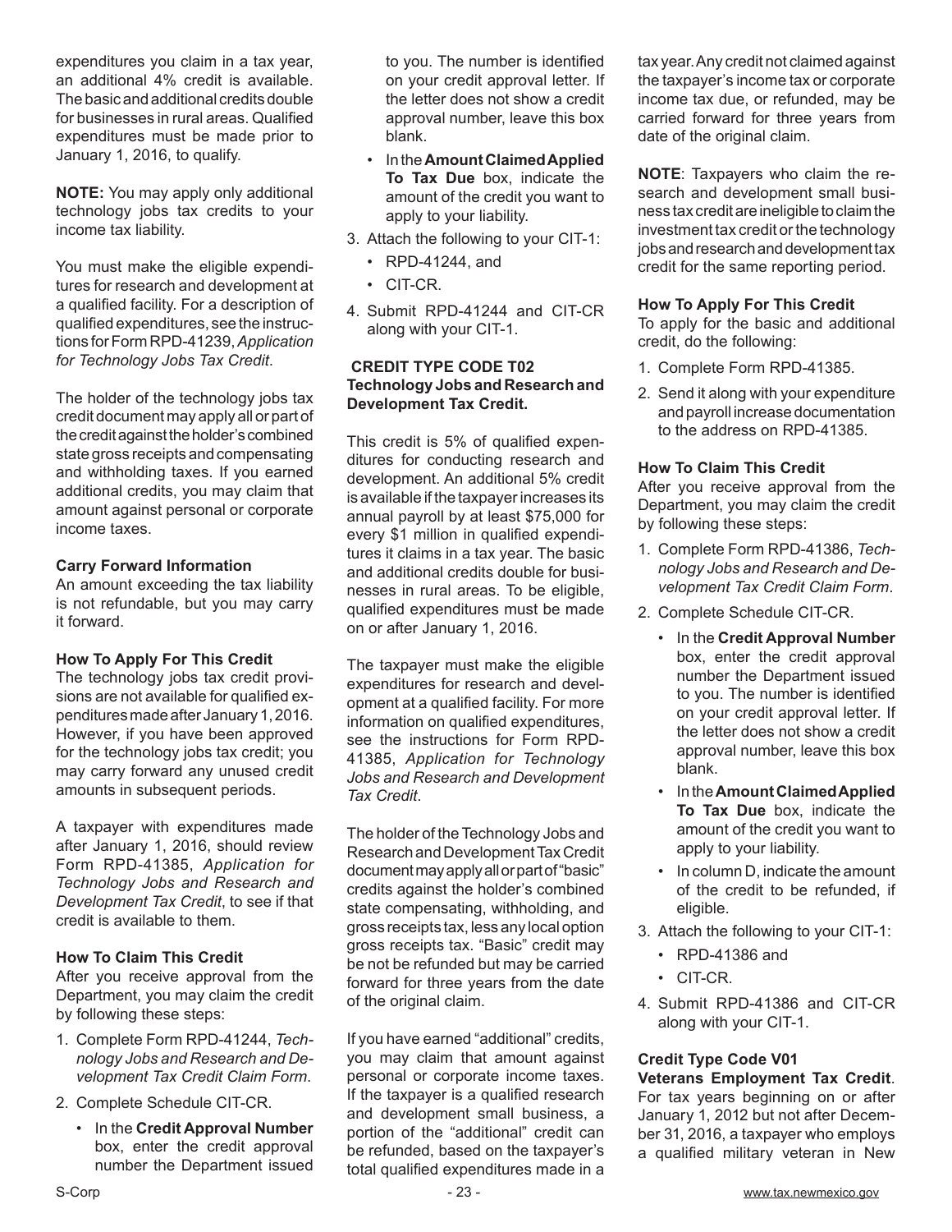expenditures you claim in a tax year, an additional 4% credit is available. The basic and additional credits double for businesses in rural areas. Qualified expenditures must be made prior to January 1, 2016, to qualify.

**NOTE:** You may apply only additional technology jobs tax credits to your income tax liability.

You must make the eligible expenditures for research and development at a qualified facility. For a description of qualified expenditures, see the instructions for Form RPD-41239, *Application for Technology Jobs Tax Credit*.

The holder of the technology jobs tax credit document may apply all or part of the credit against the holder's combined state gross receipts and compensating and withholding taxes. If you earned additional credits, you may claim that amount against personal or corporate income taxes.

**Carry Forward Information**

An amount exceeding the tax liability is not refundable, but you may carry it forward.

**How To Apply For This Credit**

The technology jobs tax credit provisions are not available for qualified expenditures made after January 1, 2016. However, if you have been approved for the technology jobs tax credit; you may carry forward any unused credit amounts in subsequent periods.

A taxpayer with expenditures made after January 1, 2016, should review Form RPD-41385, *Application for Technology Jobs and Research and Development Tax Credit*, to see if that credit is available to them.

**How To Claim This Credit**

After you receive approval from the Department, you may claim the credit by following these steps:

1. Complete Form RPD-41244, *Technology Jobs and Research and Development Tax Credit Claim Form*.
2. Complete Schedule CIT-CR.
   - In the **Credit Approval Number** box, enter the credit approval number the Department issued to you. The number is identified on your credit approval letter. If the letter does not show a credit approval number, leave this box blank.
   - In the **Amount Claimed Applied To Tax Due** box, indicate the amount of the credit you want to apply to your liability.
3. Attach the following to your CIT-1:
   - RPD-41244, and
   - CIT-CR.
4. Submit RPD-41244 and CIT-CR along with your CIT-1.

**CREDIT TYPE CODE T02**
**Technology Jobs and Research and Development Tax Credit.**

This credit is 5% of qualified expenditures for conducting research and development. An additional 5% credit is available if the taxpayer increases its annual payroll by at least $75,000 for every $1 million in qualified expenditures it claims in a tax year. The basic and additional credits double for businesses in rural areas. To be eligible, qualified expenditures must be made on or after January 1, 2016.

The taxpayer must make the eligible expenditures for research and development at a qualified facility. For more information on qualified expenditures, see the instructions for Form RPD-41385, *Application for Technology Jobs and Research and Development Tax Credit*.

The holder of the Technology Jobs and Research and Development Tax Credit document may apply all or part of "basic" credits against the holder's combined state compensating, withholding, and gross receipts tax, less any local option gross receipts tax. "Basic" credit may be not be refunded but may be carried forward for three years from the date of the original claim.

If you have earned "additional" credits, you may claim that amount against personal or corporate income taxes. If the taxpayer is a qualified research and development small business, a portion of the "additional" credit can be refunded, based on the taxpayer's total qualified expenditures made in a tax year. Any credit not claimed against the taxpayer's income tax or corporate income tax due, or refunded, may be carried forward for three years from date of the original claim.

**NOTE**: Taxpayers who claim the research and development small business tax credit are ineligible to claim the investment tax credit or the technology jobs and research and development tax credit for the same reporting period.

**How To Apply For This Credit**

To apply for the basic and additional credit, do the following:

1. Complete Form RPD-41385.
2. Send it along with your expenditure and payroll increase documentation to the address on RPD-41385.

**How To Claim This Credit**

After you receive approval from the Department, you may claim the credit by following these steps:

1. Complete Form RPD-41386, *Technology Jobs and Research and Development Tax Credit Claim Form*.
2. Complete Schedule CIT-CR.
   - In the **Credit Approval Number** box, enter the credit approval number the Department issued to you. The number is identified on your credit approval letter. If the letter does not show a credit approval number, leave this box blank.
   - In the **Amount Claimed Applied To Tax Due** box, indicate the amount of the credit you want to apply to your liability.
   - In column D, indicate the amount of the credit to be refunded, if eligible.
3. Attach the following to your CIT-1:
   - RPD-41386 and
   - CIT-CR.
4. Submit RPD-41386 and CIT-CR along with your CIT-1.

**Credit Type Code V01**
**Veterans Employment Tax Credit**. For tax years beginning on or after January 1, 2012 but not after December 31, 2016, a taxpayer who employs a qualified military veteran in New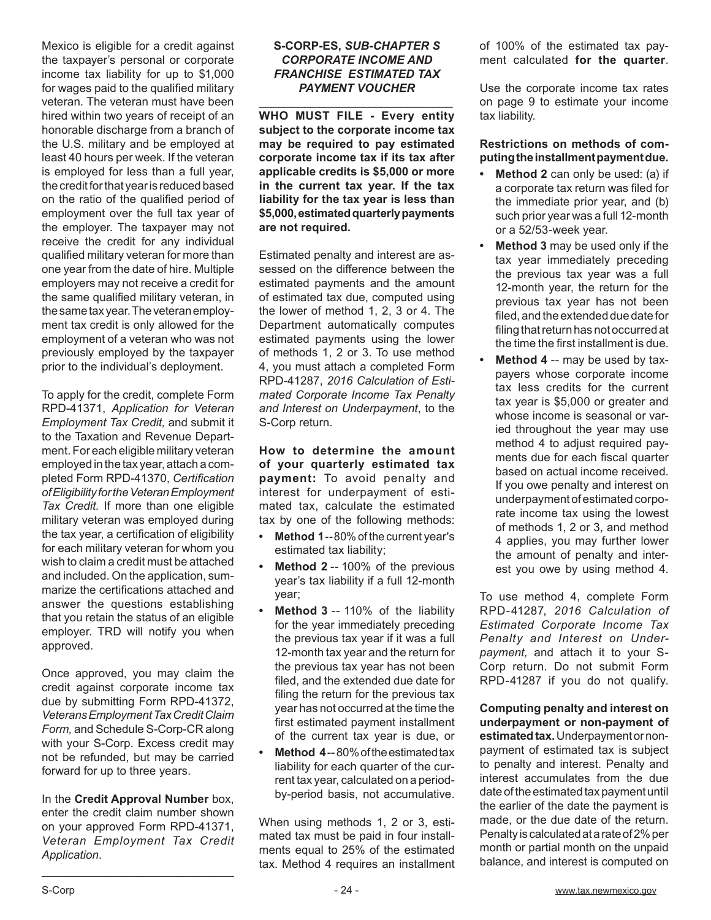Mexico is eligible for a credit against the taxpayer's personal or corporate income tax liability for up to $1,000 for wages paid to the qualified military veteran. The veteran must have been hired within two years of receipt of an honorable discharge from a branch of the U.S. military and be employed at least 40 hours per week. If the veteran is employed for less than a full year, the credit for that year is reduced based on the ratio of the qualified period of employment over the full tax year of the employer. The taxpayer may not receive the credit for any individual qualified military veteran for more than one year from the date of hire. Multiple employers may not receive a credit for the same qualified military veteran, in the same tax year. The veteran employment tax credit is only allowed for the employment of a veteran who was not previously employed by the taxpayer prior to the individual's deployment.

To apply for the credit, complete Form RPD-41371, *Application for Veteran Employment Tax Credit,* and submit it to the Taxation and Revenue Department. For each eligible military veteran employed in the tax year, attach a completed Form RPD-41370, *Certification of Eligibility for the Veteran Employment Tax Credit.* If more than one eligible military veteran was employed during the tax year, a certification of eligibility for each military veteran for whom you wish to claim a credit must be attached and included. On the application, summarize the certifications attached and answer the questions establishing that you retain the status of an eligible employer. TRD will notify you when approved.

Once approved, you may claim the credit against corporate income tax due by submitting Form RPD-41372, *Veterans Employment Tax Credit Claim Form,* and Schedule S-Corp-CR along with your S-Corp. Excess credit may not be refunded, but may be carried forward for up to three years.

In the **Credit Approval Number** box, enter the credit claim number shown on your approved Form RPD-41371, *Veteran Employment Tax Credit Application*.

---

## S-CORP-ES, *SUB-CHAPTER S CORPORATE INCOME AND FRANCHISE ESTIMATED TAX PAYMENT VOUCHER*

**WHO MUST FILE - Every entity subject to the corporate income tax may be required to pay estimated corporate income tax if its tax after applicable credits is $5,000 or more in the current tax year. If the tax liability for the tax year is less than $5,000, estimated quarterly payments are not required.**

Estimated penalty and interest are assessed on the difference between the estimated payments and the amount of estimated tax due, computed using the lower of method 1, 2, 3 or 4. The Department automatically computes estimated payments using the lower of methods 1, 2 or 3. To use method 4, you must attach a completed Form RPD-41287, *2016 Calculation of Estimated Corporate Income Tax Penalty and Interest on Underpayment*, to the S-Corp return.

**How to determine the amount of your quarterly estimated tax payment:** To avoid penalty and interest for underpayment of estimated tax, calculate the estimated tax by one of the following methods:

- **Method 1** -- 80% of the current year's estimated tax liability;
- **Method 2** -- 100% of the previous year's tax liability if a full 12-month year;
- **Method 3** -- 110% of the liability for the year immediately preceding the previous tax year if it was a full 12-month tax year and the return for the previous tax year has not been filed, and the extended due date for filing the return for the previous tax year has not occurred at the time the first estimated payment installment of the current tax year is due, or
- **Method 4** -- 80% of the estimated tax liability for each quarter of the current tax year, calculated on a period-by-period basis, not accumulative.

When using methods 1, 2 or 3, estimated tax must be paid in four installments equal to 25% of the estimated tax. Method 4 requires an installment of 100% of the estimated tax payment calculated **for the quarter**.

Use the corporate income tax rates on page 9 to estimate your income tax liability.

**Restrictions on methods of computing the installment payment due.**

- **Method 2** can only be used: (a) if a corporate tax return was filed for the immediate prior year, and (b) such prior year was a full 12-month or a 52/53-week year.
- **Method 3** may be used only if the tax year immediately preceding the previous tax year was a full 12-month year, the return for the previous tax year has not been filed, and the extended due date for filing that return has not occurred at the time the first installment is due.
- **Method 4** -- may be used by taxpayers whose corporate income tax less credits for the current tax year is $5,000 or greater and whose income is seasonal or varied throughout the year may use method 4 to adjust required payments due for each fiscal quarter based on actual income received. If you owe penalty and interest on underpayment of estimated corporate income tax using the lowest of methods 1, 2 or 3, and method 4 applies, you may further lower the amount of penalty and interest you owe by using method 4.

To use method 4, complete Form RPD-41287, *2016 Calculation of Estimated Corporate Income Tax Penalty and Interest on Underpayment,* and attach it to your S-Corp return. Do not submit Form RPD-41287 if you do not qualify.

**Computing penalty and interest on underpayment or non-payment of estimated tax.** Underpayment or non-payment of estimated tax is subject to penalty and interest. Penalty and interest accumulates from the due date of the estimated tax payment until the earlier of the date the payment is made, or the due date of the return. Penalty is calculated at a rate of 2% per month or partial month on the unpaid balance, and interest is computed on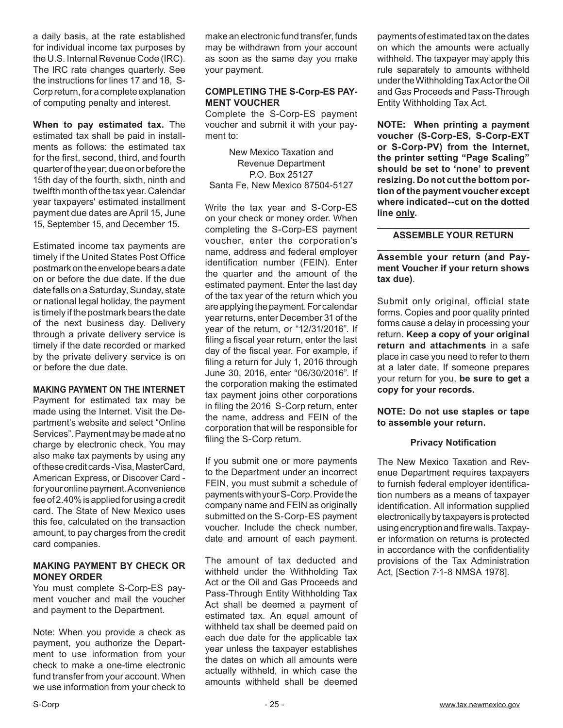a daily basis, at the rate established for individual income tax purposes by the U.S. Internal Revenue Code (IRC). The IRC rate changes quarterly. See the instructions for lines 17 and 18, S-Corp return, for a complete explanation of computing penalty and interest.

**When to pay estimated tax.** The estimated tax shall be paid in installments as follows: the estimated tax for the first, second, third, and fourth quarter of the year; due on or before the 15th day of the fourth, sixth, ninth and twelfth month of the tax year. Calendar year taxpayers' estimated installment payment due dates are April 15, June 15, September 15, and December 15.

Estimated income tax payments are timely if the United States Post Office postmark on the envelope bears a date on or before the due date. If the due date falls on a Saturday, Sunday, state or national legal holiday, the payment is timely if the postmark bears the date of the next business day. Delivery through a private delivery service is timely if the date recorded or marked by the private delivery service is on or before the due date.

**MAKING PAYMENT ON THE INTERNET**

Payment for estimated tax may be made using the Internet. Visit the Department's website and select "Online Services". Payment may be made at no charge by electronic check. You may also make tax payments by using any of these credit cards - Visa, MasterCard, American Express, or Discover Card - for your online payment. A convenience fee of 2.40% is applied for using a credit card. The State of New Mexico uses this fee, calculated on the transaction amount, to pay charges from the credit card companies.

**MAKING PAYMENT BY CHECK OR MONEY ORDER**

You must complete S-Corp-ES payment voucher and mail the voucher and payment to the Department.

Note: When you provide a check as payment, you authorize the Department to use information from your check to make a one-time electronic fund transfer from your account. When we use information from your check to make an electronic fund transfer, funds may be withdrawn from your account as soon as the same day you make your payment.

**COMPLETING THE S-Corp-ES PAYMENT VOUCHER**

Complete the S-Corp-ES payment voucher and submit it with your payment to:

New Mexico Taxation and
Revenue Department
P.O. Box 25127
Santa Fe, New Mexico 87504-5127

Write the tax year and S-Corp-ES on your check or money order. When completing the S-Corp-ES payment voucher, enter the corporation's name, address and federal employer identification number (FEIN). Enter the quarter and the amount of the estimated payment. Enter the last day of the tax year of the return which you are applying the payment. For calendar year returns, enter December 31 of the year of the return, or "12/31/2016". If filing a fiscal year return, enter the last day of the fiscal year. For example, if filing a return for July 1, 2016 through June 30, 2016, enter "06/30/2016". If the corporation making the estimated tax payment joins other corporations in filing the 2016 S-Corp return, enter the name, address and FEIN of the corporation that will be responsible for filing the S-Corp return.

If you submit one or more payments to the Department under an incorrect FEIN, you must submit a schedule of payments with your S-Corp. Provide the company name and FEIN as originally submitted on the S-Corp-ES payment voucher. Include the check number, date and amount of each payment.

The amount of tax deducted and withheld under the Withholding Tax Act or the Oil and Gas Proceeds and Pass-Through Entity Withholding Tax Act shall be deemed a payment of estimated tax. An equal amount of withheld tax shall be deemed paid on each due date for the applicable tax year unless the taxpayer establishes the dates on which all amounts were actually withheld, in which case the amounts withheld shall be deemed payments of estimated tax on the dates on which the amounts were actually withheld. The taxpayer may apply this rule separately to amounts withheld under the Withholding Tax Act or the Oil and Gas Proceeds and Pass-Through Entity Withholding Tax Act.

**NOTE: When printing a payment voucher (S-Corp-ES, S-Corp-EXT or S-Corp-PV) from the Internet, the printer setting "Page Scaling" should be set to 'none' to prevent resizing. Do not cut the bottom portion of the payment voucher except where indicated--cut on the dotted line <u>only</u>.**

## ASSEMBLE YOUR RETURN

**Assemble your return (and Payment Voucher if your return shows tax due)**.

Submit only original, official state forms. Copies and poor quality printed forms cause a delay in processing your return. **Keep a copy of your original return and attachments** in a safe place in case you need to refer to them at a later date. If someone prepares your return for you, **be sure to get a copy for your records.**

**NOTE: Do not use staples or tape to assemble your return.**

**Privacy Notification**

The New Mexico Taxation and Revenue Department requires taxpayers to furnish federal employer identification numbers as a means of taxpayer identification. All information supplied electronically by taxpayers is protected using encryption and fire walls. Taxpayer information on returns is protected in accordance with the confidentiality provisions of the Tax Administration Act, [Section 7-1-8 NMSA 1978].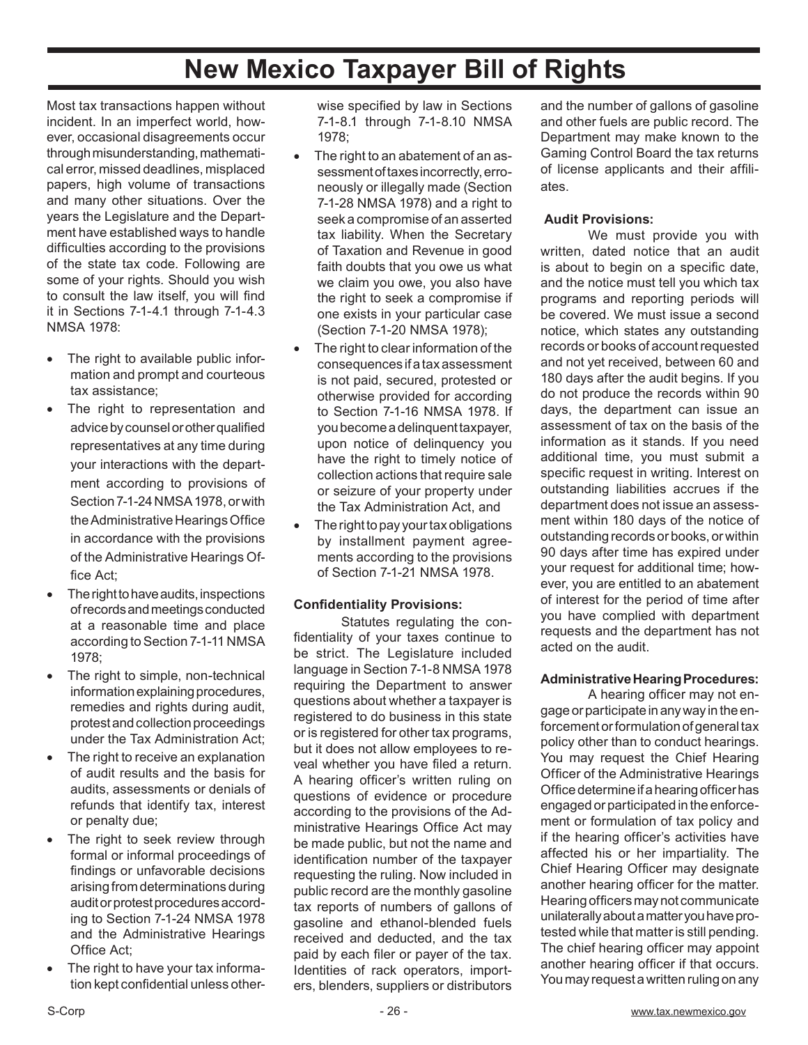# New Mexico Taxpayer Bill of Rights

Most tax transactions happen without incident. In an imperfect world, however, occasional disagreements occur through misunderstanding, mathematical error, missed deadlines, misplaced papers, high volume of transactions and many other situations. Over the years the Legislature and the Department have established ways to handle difficulties according to the provisions of the state tax code. Following are some of your rights. Should you wish to consult the law itself, you will find it in Sections 7-1-4.1 through 7-1-4.3 NMSA 1978:

- The right to available public information and prompt and courteous tax assistance;
- The right to representation and advice by counsel or other qualified representatives at any time during your interactions with the department according to provisions of Section 7-1-24 NMSA 1978, or with the Administrative Hearings Office in accordance with the provisions of the Administrative Hearings Office Act;
- The right to have audits, inspections of records and meetings conducted at a reasonable time and place according to Section 7-1-11 NMSA 1978;
- The right to simple, non-technical information explaining procedures, remedies and rights during audit, protest and collection proceedings under the Tax Administration Act;
- The right to receive an explanation of audit results and the basis for audits, assessments or denials of refunds that identify tax, interest or penalty due;
- The right to seek review through formal or informal proceedings of findings or unfavorable decisions arising from determinations during audit or protest procedures according to Section 7-1-24 NMSA 1978 and the Administrative Hearings Office Act;
- The right to have your tax information kept confidential unless otherwise specified by law in Sections 7-1-8.1 through 7-1-8.10 NMSA 1978;
- The right to an abatement of an assessment of taxes incorrectly, erroneously or illegally made (Section 7-1-28 NMSA 1978) and a right to seek a compromise of an asserted tax liability. When the Secretary of Taxation and Revenue in good faith doubts that you owe us what we claim you owe, you also have the right to seek a compromise if one exists in your particular case (Section 7-1-20 NMSA 1978);
- The right to clear information of the consequences if a tax assessment is not paid, secured, protested or otherwise provided for according to Section 7-1-16 NMSA 1978. If you become a delinquent taxpayer, upon notice of delinquency you have the right to timely notice of collection actions that require sale or seizure of your property under the Tax Administration Act, and
- The right to pay your tax obligations by installment payment agreements according to the provisions of Section 7-1-21 NMSA 1978.

**Confidentiality Provisions:**

Statutes regulating the confidentiality of your taxes continue to be strict. The Legislature included language in Section 7-1-8 NMSA 1978 requiring the Department to answer questions about whether a taxpayer is registered to do business in this state or is registered for other tax programs, but it does not allow employees to reveal whether you have filed a return. A hearing officer's written ruling on questions of evidence or procedure according to the provisions of the Administrative Hearings Office Act may be made public, but not the name and identification number of the taxpayer requesting the ruling. Now included in public record are the monthly gasoline tax reports of numbers of gallons of gasoline and ethanol-blended fuels received and deducted, and the tax paid by each filer or payer of the tax. Identities of rack operators, importers, blenders, suppliers or distributors and the number of gallons of gasoline and other fuels are public record. The Department may make known to the Gaming Control Board the tax returns of license applicants and their affiliates.

**Audit Provisions:**

We must provide you with written, dated notice that an audit is about to begin on a specific date, and the notice must tell you which tax programs and reporting periods will be covered. We must issue a second notice, which states any outstanding records or books of account requested and not yet received, between 60 and 180 days after the audit begins. If you do not produce the records within 90 days, the department can issue an assessment of tax on the basis of the information as it stands. If you need additional time, you must submit a specific request in writing. Interest on outstanding liabilities accrues if the department does not issue an assessment within 180 days of the notice of outstanding records or books, or within 90 days after time has expired under your request for additional time; however, you are entitled to an abatement of interest for the period of time after you have complied with department requests and the department has not acted on the audit.

**Administrative Hearing Procedures:**

A hearing officer may not engage or participate in any way in the enforcement or formulation of general tax policy other than to conduct hearings. You may request the Chief Hearing Officer of the Administrative Hearings Office determine if a hearing officer has engaged or participated in the enforcement or formulation of tax policy and if the hearing officer's activities have affected his or her impartiality. The Chief Hearing Officer may designate another hearing officer for the matter. Hearing officers may not communicate unilaterally about a matter you have protested while that matter is still pending. The chief hearing officer may appoint another hearing officer if that occurs. You may request a written ruling on any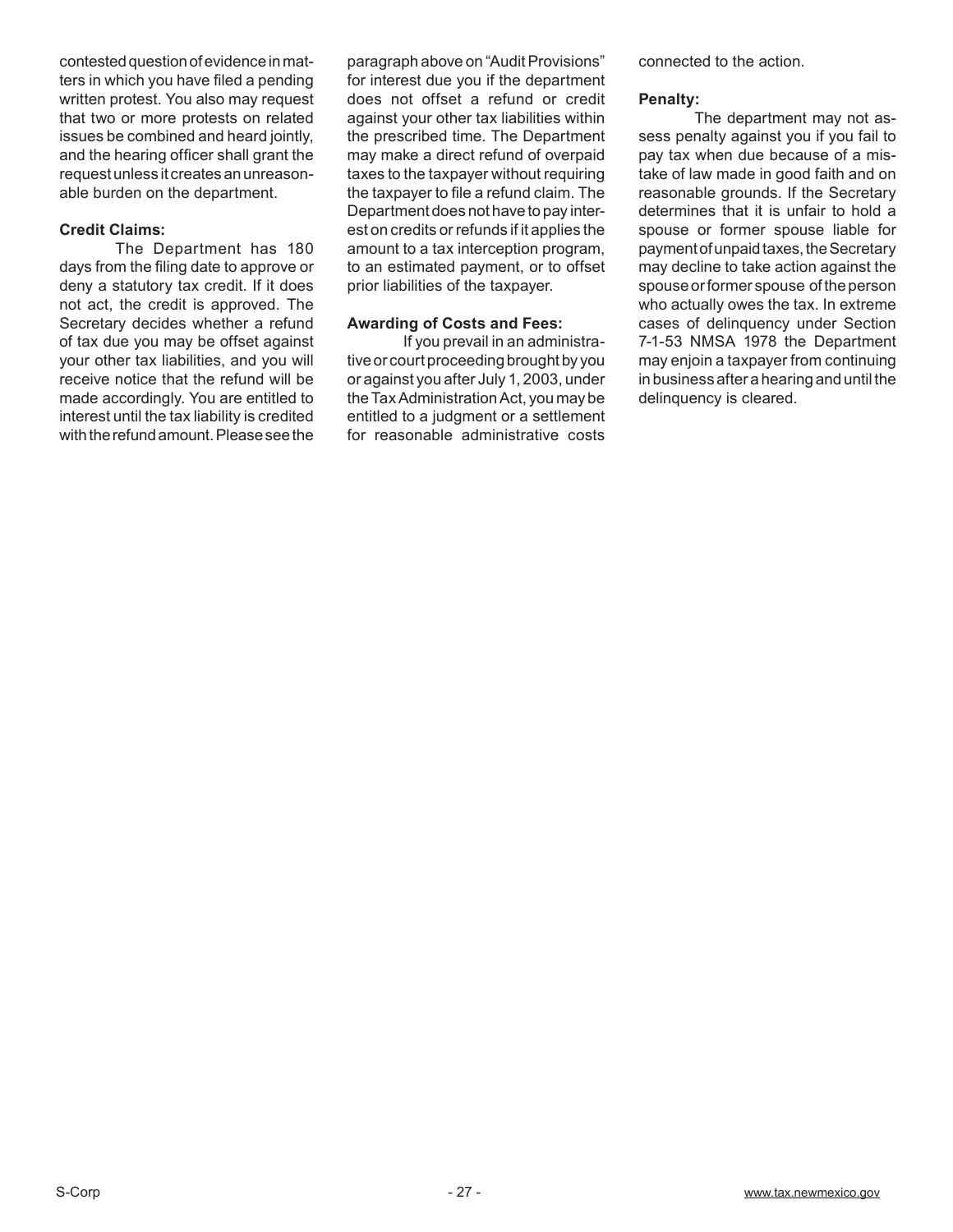contested question of evidence in matters in which you have filed a pending written protest. You also may request that two or more protests on related issues be combined and heard jointly, and the hearing officer shall grant the request unless it creates an unreasonable burden on the department.

**Credit Claims:**

The Department has 180 days from the filing date to approve or deny a statutory tax credit. If it does not act, the credit is approved. The Secretary decides whether a refund of tax due you may be offset against your other tax liabilities, and you will receive notice that the refund will be made accordingly. You are entitled to interest until the tax liability is credited with the refund amount. Please see the paragraph above on "Audit Provisions" for interest due you if the department does not offset a refund or credit against your other tax liabilities within the prescribed time. The Department may make a direct refund of overpaid taxes to the taxpayer without requiring the taxpayer to file a refund claim. The Department does not have to pay interest on credits or refunds if it applies the amount to a tax interception program, to an estimated payment, or to offset prior liabilities of the taxpayer.

**Awarding of Costs and Fees:**

If you prevail in an administrative or court proceeding brought by you or against you after July 1, 2003, under the Tax Administration Act, you may be entitled to a judgment or a settlement for reasonable administrative costs connected to the action.

**Penalty:**

The department may not assess penalty against you if you fail to pay tax when due because of a mistake of law made in good faith and on reasonable grounds. If the Secretary determines that it is unfair to hold a spouse or former spouse liable for payment of unpaid taxes, the Secretary may decline to take action against the spouse or former spouse of the person who actually owes the tax. In extreme cases of delinquency under Section 7-1-53 NMSA 1978 the Department may enjoin a taxpayer from continuing in business after a hearing and until the delinquency is cleared.